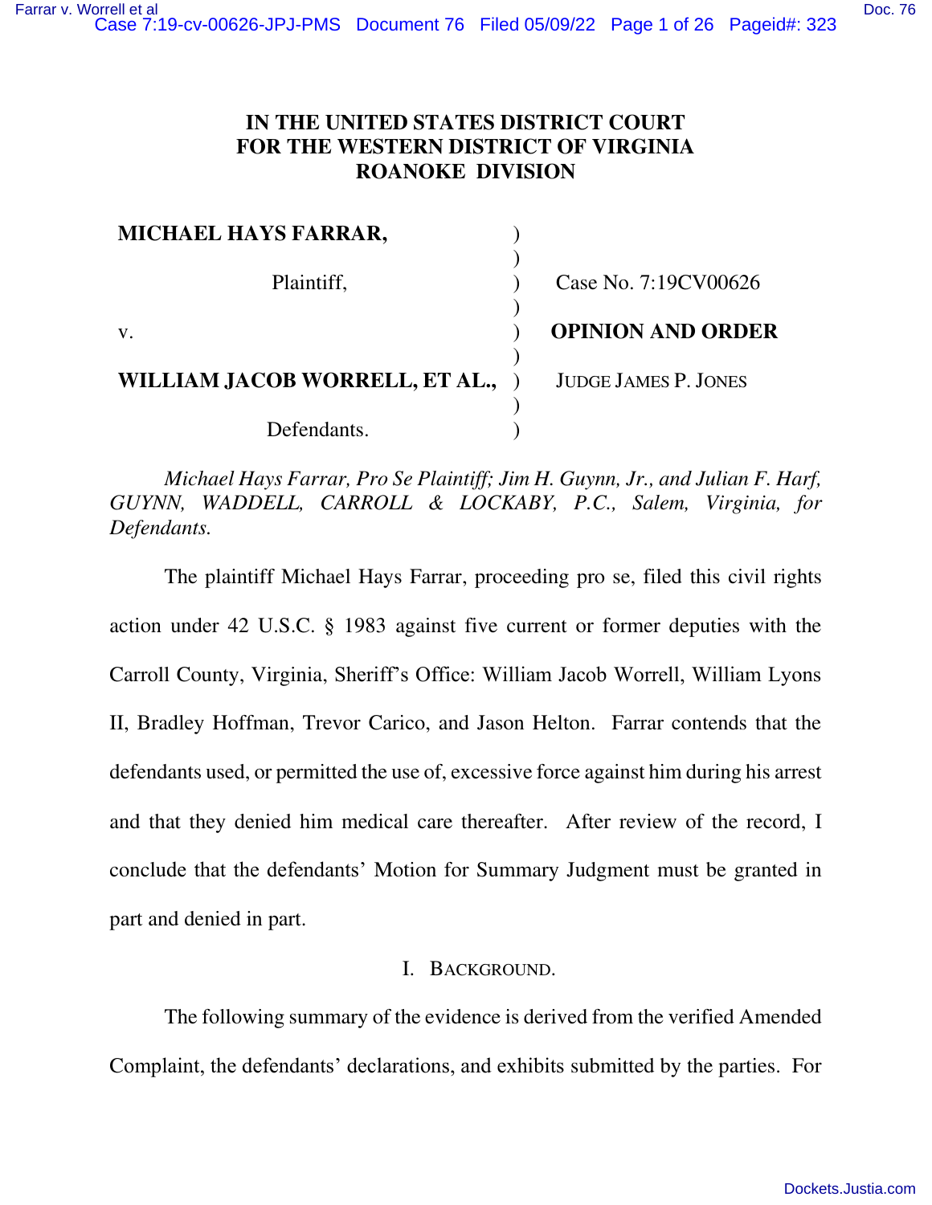# IN THE UNITED STATES DISTRICT COURT FOR THE WESTERN DISTRICT OF VIRGINIA ROANOKE DIVISION

| | | |
|---|---|---|
| **MICHAEL HAYS FARRAR,** | ) | |
| Plaintiff, | ) | Case No. 7:19CV00626 |
| v. | ) | **OPINION AND ORDER** |
| **WILLIAM JACOB WORRELL, ET AL.,** | ) | JUDGE JAMES P. JONES |
| Defendants. | ) | |

*Michael Hays Farrar, Pro Se Plaintiff; Jim H. Guynn, Jr., and Julian F. Harf, GUYNN, WADDELL, CARROLL & LOCKABY, P.C., Salem, Virginia, for Defendants.*

The plaintiff Michael Hays Farrar, proceeding pro se, filed this civil rights action under 42 U.S.C. § 1983 against five current or former deputies with the Carroll County, Virginia, Sheriff's Office: William Jacob Worrell, William Lyons II, Bradley Hoffman, Trevor Carico, and Jason Helton. Farrar contends that the defendants used, or permitted the use of, excessive force against him during his arrest and that they denied him medical care thereafter. After review of the record, I conclude that the defendants' Motion for Summary Judgment must be granted in part and denied in part.

## I. BACKGROUND.

The following summary of the evidence is derived from the verified Amended Complaint, the defendants' declarations, and exhibits submitted by the parties. For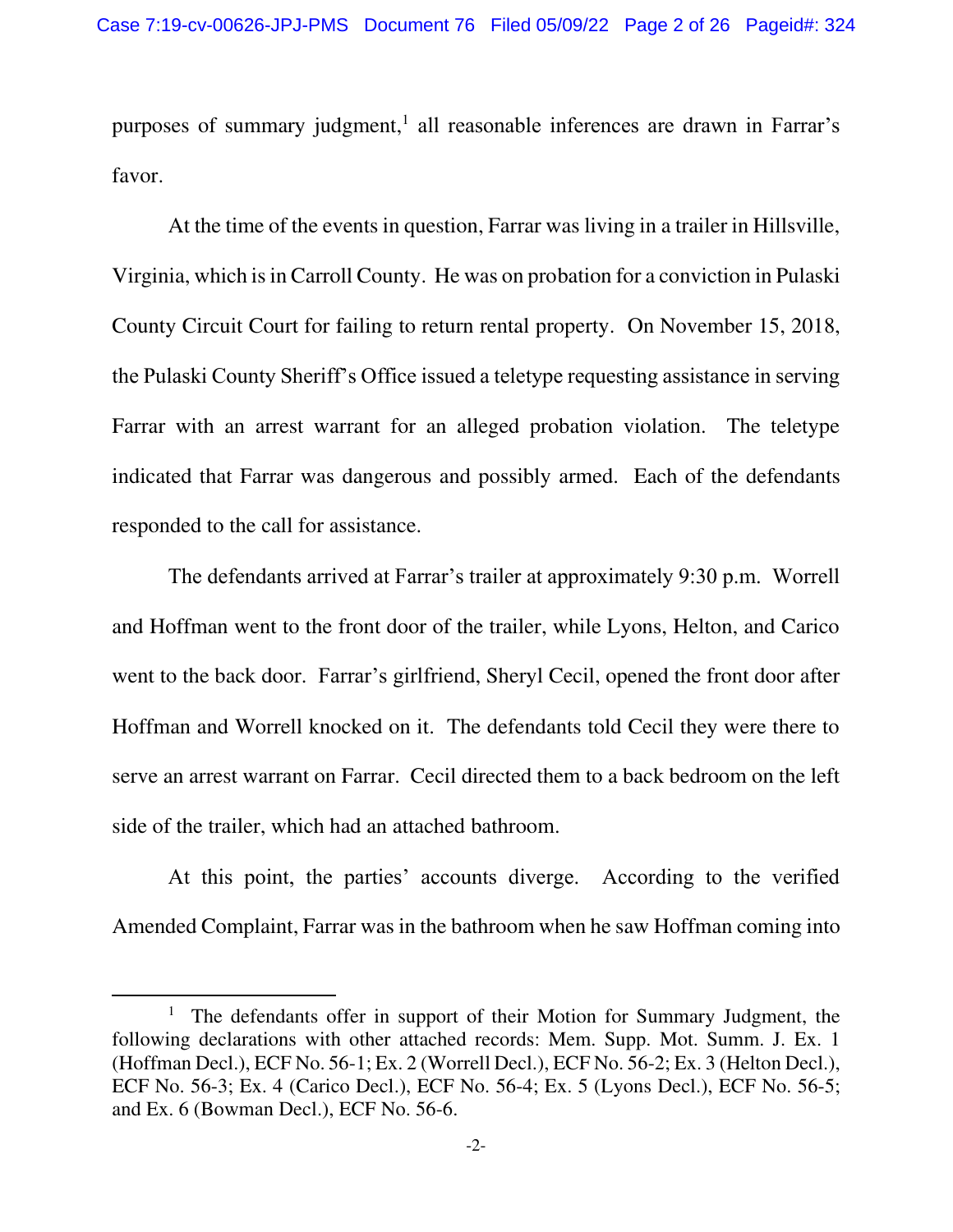purposes of summary judgment,[1] all reasonable inferences are drawn in Farrar's favor.

At the time of the events in question, Farrar was living in a trailer in Hillsville, Virginia, which is in Carroll County. He was on probation for a conviction in Pulaski County Circuit Court for failing to return rental property. On November 15, 2018, the Pulaski County Sheriff's Office issued a teletype requesting assistance in serving Farrar with an arrest warrant for an alleged probation violation. The teletype indicated that Farrar was dangerous and possibly armed. Each of the defendants responded to the call for assistance.

The defendants arrived at Farrar's trailer at approximately 9:30 p.m. Worrell and Hoffman went to the front door of the trailer, while Lyons, Helton, and Carico went to the back door. Farrar's girlfriend, Sheryl Cecil, opened the front door after Hoffman and Worrell knocked on it. The defendants told Cecil they were there to serve an arrest warrant on Farrar. Cecil directed them to a back bedroom on the left side of the trailer, which had an attached bathroom.

At this point, the parties' accounts diverge. According to the verified Amended Complaint, Farrar was in the bathroom when he saw Hoffman coming into

---

[1] The defendants offer in support of their Motion for Summary Judgment, the following declarations with other attached records: Mem. Supp. Mot. Summ. J. Ex. 1 (Hoffman Decl.), ECF No. 56-1; Ex. 2 (Worrell Decl.), ECF No. 56-2; Ex. 3 (Helton Decl.), ECF No. 56-3; Ex. 4 (Carico Decl.), ECF No. 56-4; Ex. 5 (Lyons Decl.), ECF No. 56-5; and Ex. 6 (Bowman Decl.), ECF No. 56-6.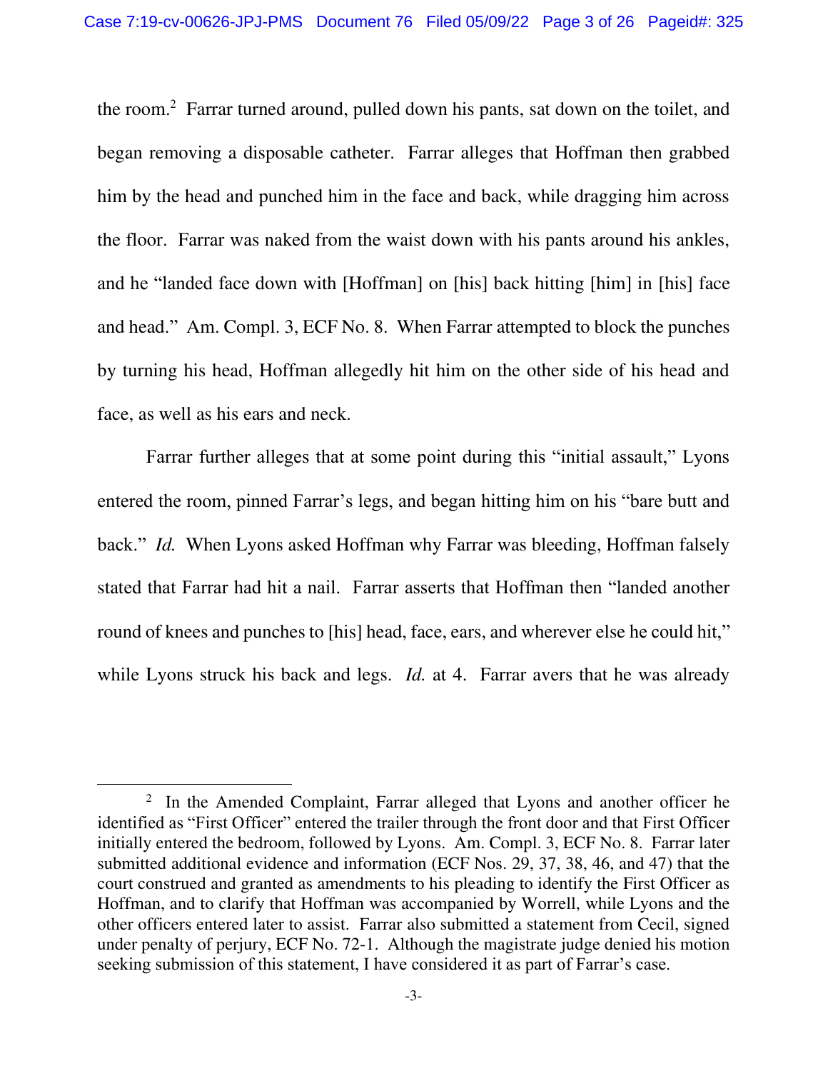the room.[2] Farrar turned around, pulled down his pants, sat down on the toilet, and began removing a disposable catheter. Farrar alleges that Hoffman then grabbed him by the head and punched him in the face and back, while dragging him across the floor. Farrar was naked from the waist down with his pants around his ankles, and he "landed face down with [Hoffman] on [his] back hitting [him] in [his] face and head." Am. Compl. 3, ECF No. 8. When Farrar attempted to block the punches by turning his head, Hoffman allegedly hit him on the other side of his head and face, as well as his ears and neck.

Farrar further alleges that at some point during this "initial assault," Lyons entered the room, pinned Farrar's legs, and began hitting him on his "bare butt and back." *Id.* When Lyons asked Hoffman why Farrar was bleeding, Hoffman falsely stated that Farrar had hit a nail. Farrar asserts that Hoffman then "landed another round of knees and punches to [his] head, face, ears, and wherever else he could hit," while Lyons struck his back and legs. *Id.* at 4. Farrar avers that he was already

---

[2] In the Amended Complaint, Farrar alleged that Lyons and another officer he identified as "First Officer" entered the trailer through the front door and that First Officer initially entered the bedroom, followed by Lyons. Am. Compl. 3, ECF No. 8. Farrar later submitted additional evidence and information (ECF Nos. 29, 37, 38, 46, and 47) that the court construed and granted as amendments to his pleading to identify the First Officer as Hoffman, and to clarify that Hoffman was accompanied by Worrell, while Lyons and the other officers entered later to assist. Farrar also submitted a statement from Cecil, signed under penalty of perjury, ECF No. 72-1. Although the magistrate judge denied his motion seeking submission of this statement, I have considered it as part of Farrar's case.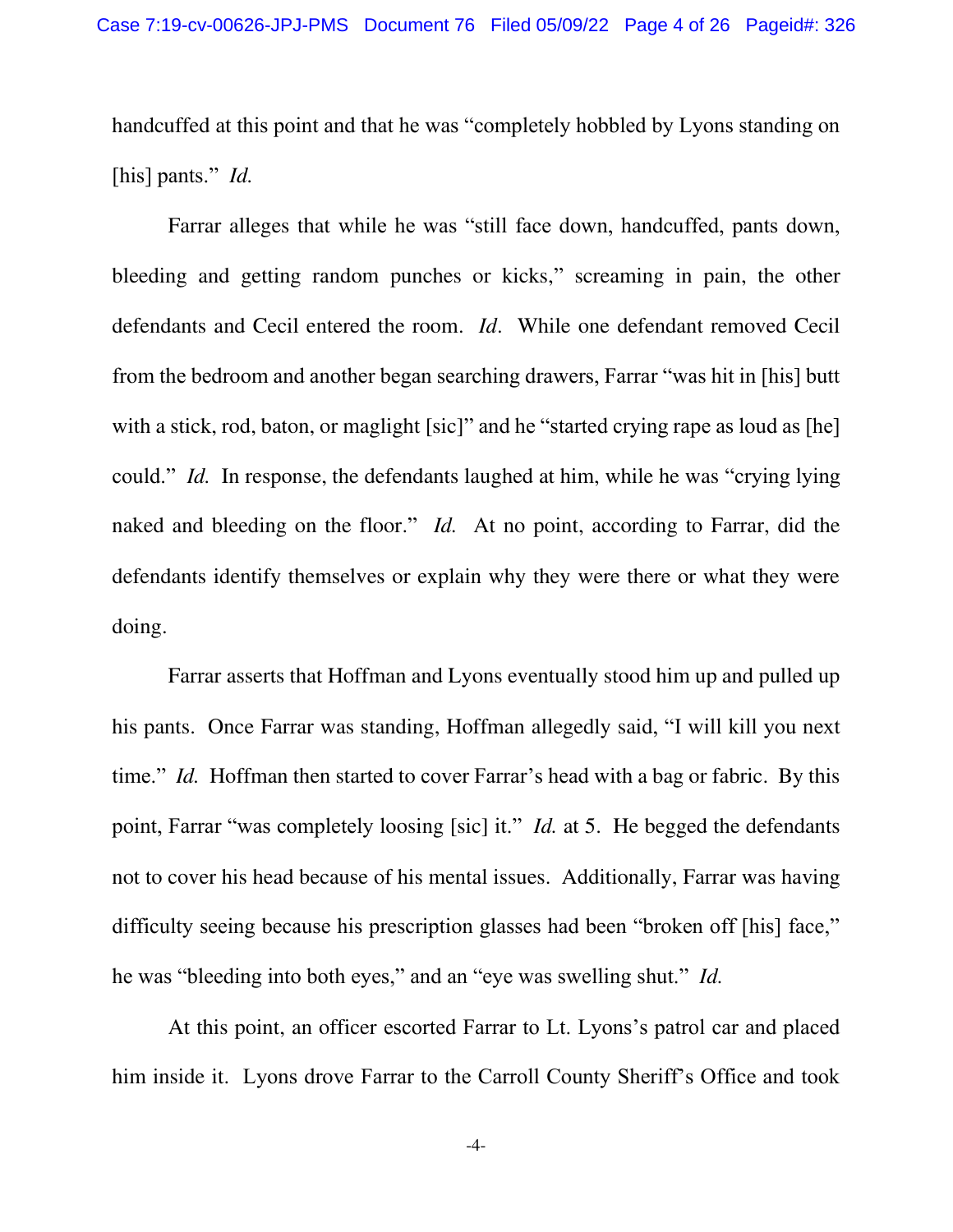handcuffed at this point and that he was "completely hobbled by Lyons standing on [his] pants." *Id.*

Farrar alleges that while he was "still face down, handcuffed, pants down, bleeding and getting random punches or kicks," screaming in pain, the other defendants and Cecil entered the room. *Id*. While one defendant removed Cecil from the bedroom and another began searching drawers, Farrar "was hit in [his] butt with a stick, rod, baton, or maglight [sic]" and he "started crying rape as loud as [he] could." *Id.* In response, the defendants laughed at him, while he was "crying lying naked and bleeding on the floor." *Id.* At no point, according to Farrar, did the defendants identify themselves or explain why they were there or what they were doing.

Farrar asserts that Hoffman and Lyons eventually stood him up and pulled up his pants. Once Farrar was standing, Hoffman allegedly said, "I will kill you next time." *Id.* Hoffman then started to cover Farrar's head with a bag or fabric. By this point, Farrar "was completely loosing [sic] it." *Id.* at 5. He begged the defendants not to cover his head because of his mental issues. Additionally, Farrar was having difficulty seeing because his prescription glasses had been "broken off [his] face," he was "bleeding into both eyes," and an "eye was swelling shut." *Id.*

At this point, an officer escorted Farrar to Lt. Lyons's patrol car and placed him inside it. Lyons drove Farrar to the Carroll County Sheriff's Office and took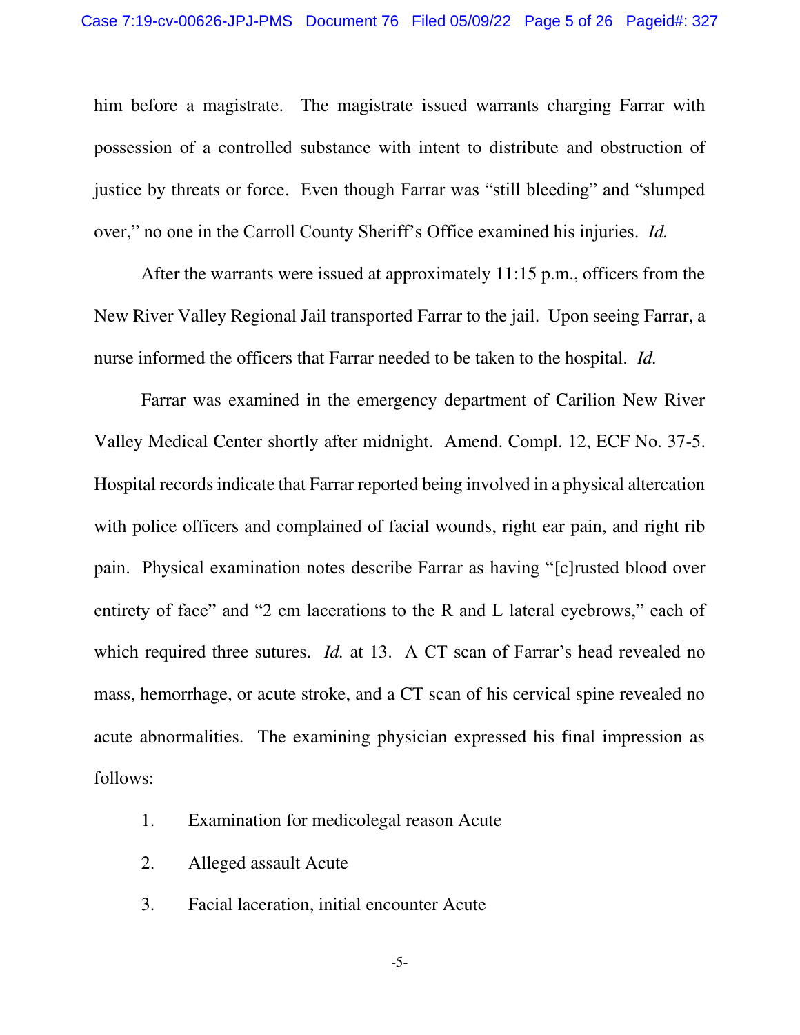him before a magistrate. The magistrate issued warrants charging Farrar with possession of a controlled substance with intent to distribute and obstruction of justice by threats or force. Even though Farrar was "still bleeding" and "slumped over," no one in the Carroll County Sheriff's Office examined his injuries. *Id.*

After the warrants were issued at approximately 11:15 p.m., officers from the New River Valley Regional Jail transported Farrar to the jail. Upon seeing Farrar, a nurse informed the officers that Farrar needed to be taken to the hospital. *Id.*

Farrar was examined in the emergency department of Carilion New River Valley Medical Center shortly after midnight. Amend. Compl. 12, ECF No. 37-5. Hospital records indicate that Farrar reported being involved in a physical altercation with police officers and complained of facial wounds, right ear pain, and right rib pain. Physical examination notes describe Farrar as having "[c]rusted blood over entirety of face" and "2 cm lacerations to the R and L lateral eyebrows," each of which required three sutures. *Id.* at 13. A CT scan of Farrar's head revealed no mass, hemorrhage, or acute stroke, and a CT scan of his cervical spine revealed no acute abnormalities. The examining physician expressed his final impression as follows:

1. Examination for medicolegal reason Acute
2. Alleged assault Acute
3. Facial laceration, initial encounter Acute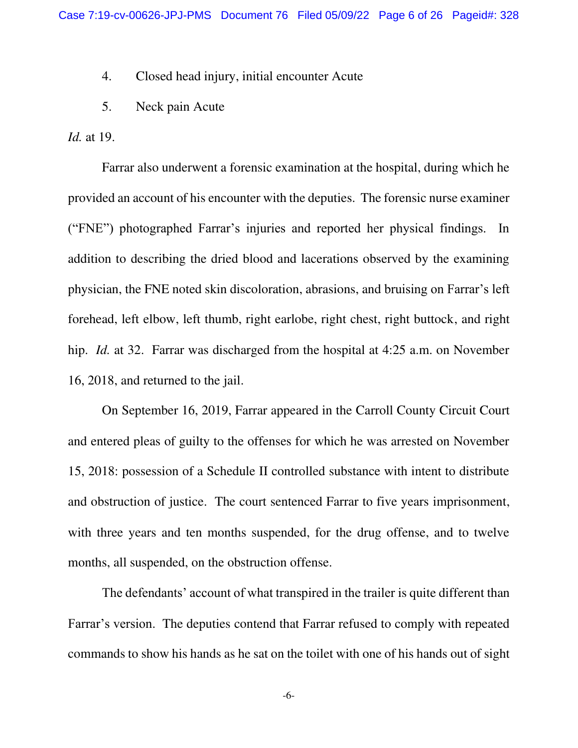4. Closed head injury, initial encounter Acute

5. Neck pain Acute

*Id.* at 19.

Farrar also underwent a forensic examination at the hospital, during which he provided an account of his encounter with the deputies. The forensic nurse examiner ("FNE") photographed Farrar's injuries and reported her physical findings. In addition to describing the dried blood and lacerations observed by the examining physician, the FNE noted skin discoloration, abrasions, and bruising on Farrar's left forehead, left elbow, left thumb, right earlobe, right chest, right buttock, and right hip. *Id.* at 32. Farrar was discharged from the hospital at 4:25 a.m. on November 16, 2018, and returned to the jail.

On September 16, 2019, Farrar appeared in the Carroll County Circuit Court and entered pleas of guilty to the offenses for which he was arrested on November 15, 2018: possession of a Schedule II controlled substance with intent to distribute and obstruction of justice. The court sentenced Farrar to five years imprisonment, with three years and ten months suspended, for the drug offense, and to twelve months, all suspended, on the obstruction offense.

The defendants' account of what transpired in the trailer is quite different than Farrar's version. The deputies contend that Farrar refused to comply with repeated commands to show his hands as he sat on the toilet with one of his hands out of sight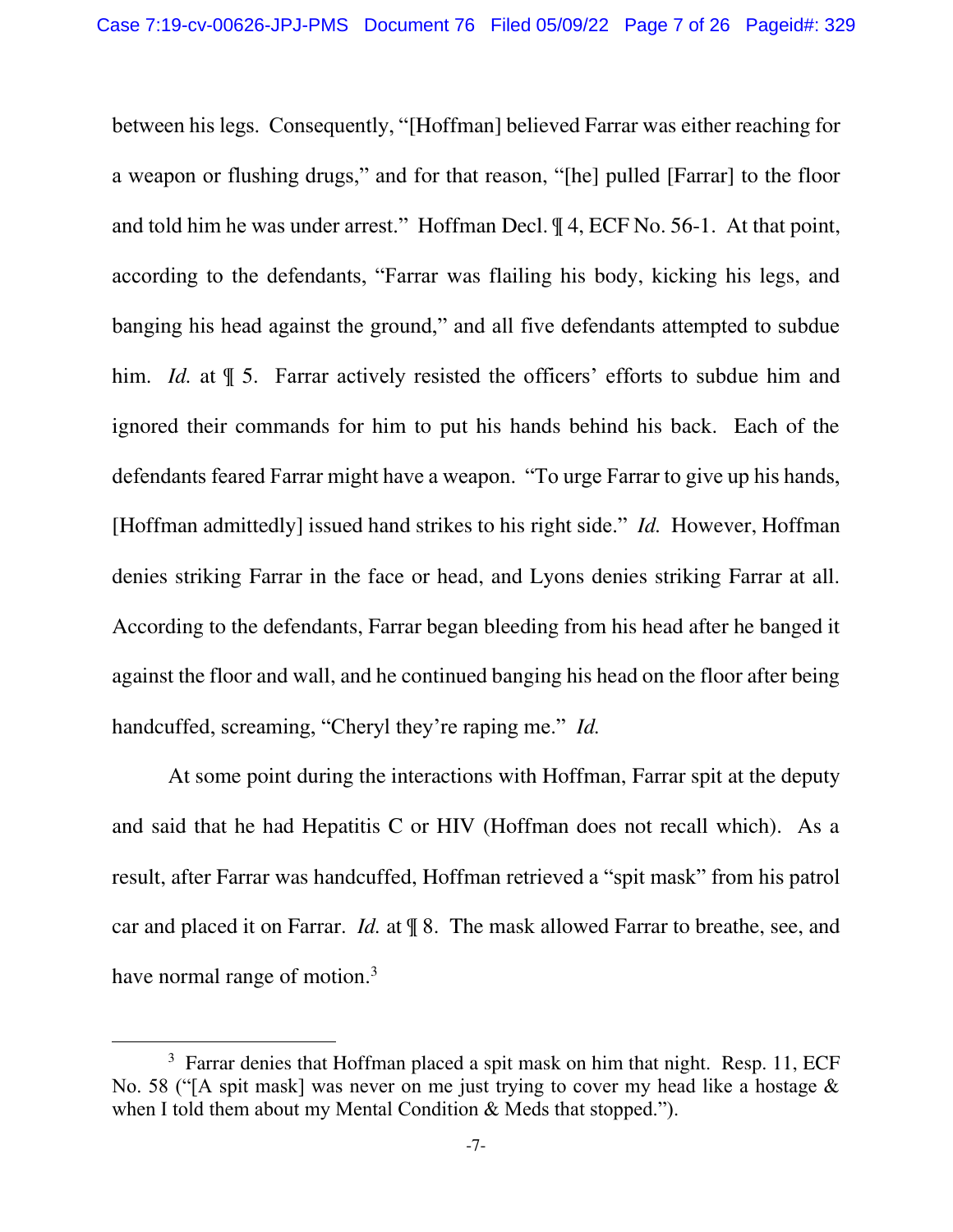between his legs. Consequently, "[Hoffman] believed Farrar was either reaching for a weapon or flushing drugs," and for that reason, "[he] pulled [Farrar] to the floor and told him he was under arrest." Hoffman Decl. ¶ 4, ECF No. 56-1. At that point, according to the defendants, "Farrar was flailing his body, kicking his legs, and banging his head against the ground," and all five defendants attempted to subdue him. *Id.* at ¶ 5. Farrar actively resisted the officers' efforts to subdue him and ignored their commands for him to put his hands behind his back. Each of the defendants feared Farrar might have a weapon. "To urge Farrar to give up his hands, [Hoffman admittedly] issued hand strikes to his right side." *Id.* However, Hoffman denies striking Farrar in the face or head, and Lyons denies striking Farrar at all. According to the defendants, Farrar began bleeding from his head after he banged it against the floor and wall, and he continued banging his head on the floor after being handcuffed, screaming, "Cheryl they're raping me." *Id.*

At some point during the interactions with Hoffman, Farrar spit at the deputy and said that he had Hepatitis C or HIV (Hoffman does not recall which). As a result, after Farrar was handcuffed, Hoffman retrieved a "spit mask" from his patrol car and placed it on Farrar. *Id.* at ¶ 8. The mask allowed Farrar to breathe, see, and have normal range of motion.[3]

---

[3] Farrar denies that Hoffman placed a spit mask on him that night. Resp. 11, ECF No. 58 ("[A spit mask] was never on me just trying to cover my head like a hostage & when I told them about my Mental Condition & Meds that stopped.").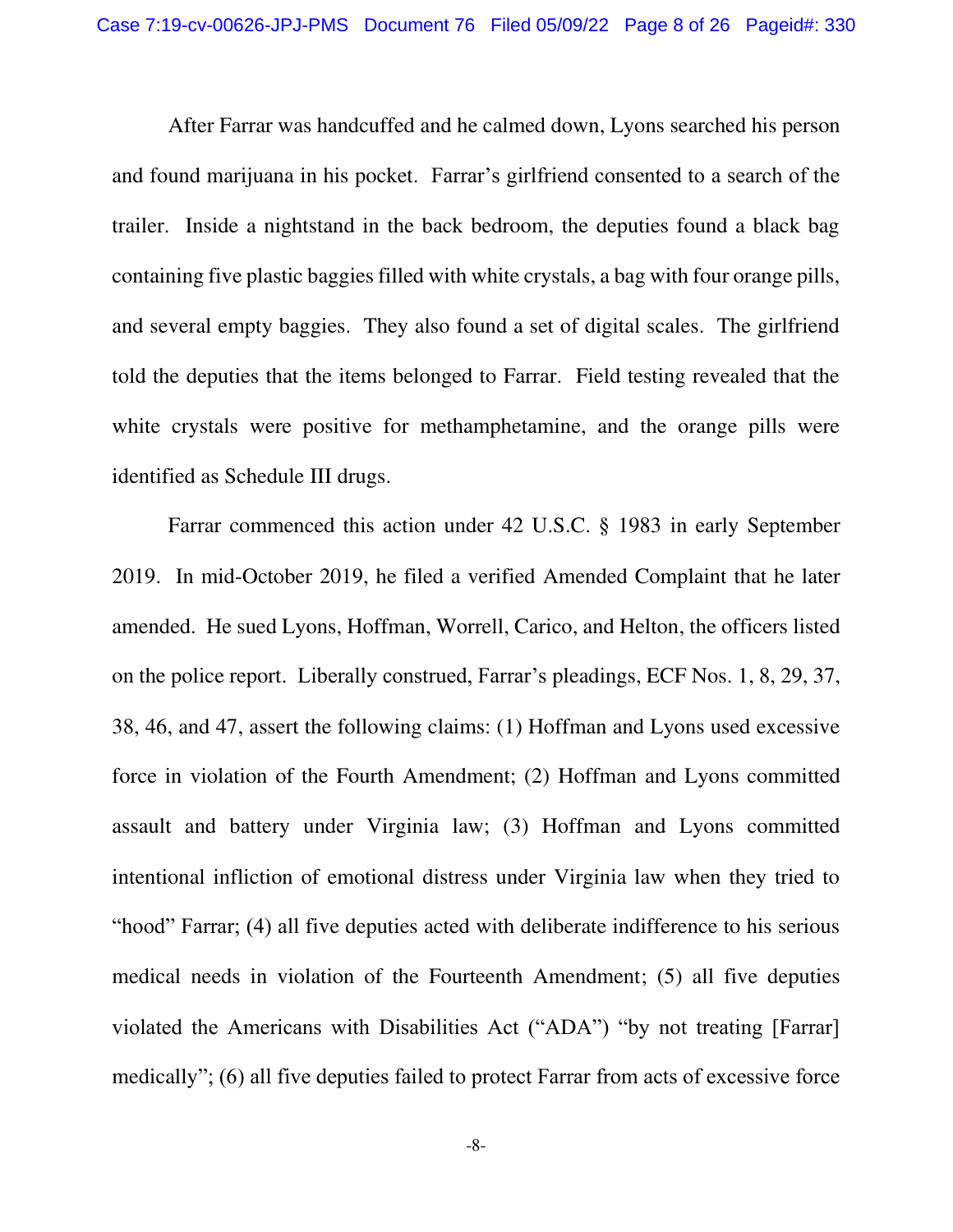After Farrar was handcuffed and he calmed down, Lyons searched his person and found marijuana in his pocket. Farrar's girlfriend consented to a search of the trailer. Inside a nightstand in the back bedroom, the deputies found a black bag containing five plastic baggies filled with white crystals, a bag with four orange pills, and several empty baggies. They also found a set of digital scales. The girlfriend told the deputies that the items belonged to Farrar. Field testing revealed that the white crystals were positive for methamphetamine, and the orange pills were identified as Schedule III drugs.

Farrar commenced this action under 42 U.S.C. § 1983 in early September 2019. In mid-October 2019, he filed a verified Amended Complaint that he later amended. He sued Lyons, Hoffman, Worrell, Carico, and Helton, the officers listed on the police report. Liberally construed, Farrar's pleadings, ECF Nos. 1, 8, 29, 37, 38, 46, and 47, assert the following claims: (1) Hoffman and Lyons used excessive force in violation of the Fourth Amendment; (2) Hoffman and Lyons committed assault and battery under Virginia law; (3) Hoffman and Lyons committed intentional infliction of emotional distress under Virginia law when they tried to "hood" Farrar; (4) all five deputies acted with deliberate indifference to his serious medical needs in violation of the Fourteenth Amendment; (5) all five deputies violated the Americans with Disabilities Act ("ADA") "by not treating [Farrar] medically"; (6) all five deputies failed to protect Farrar from acts of excessive force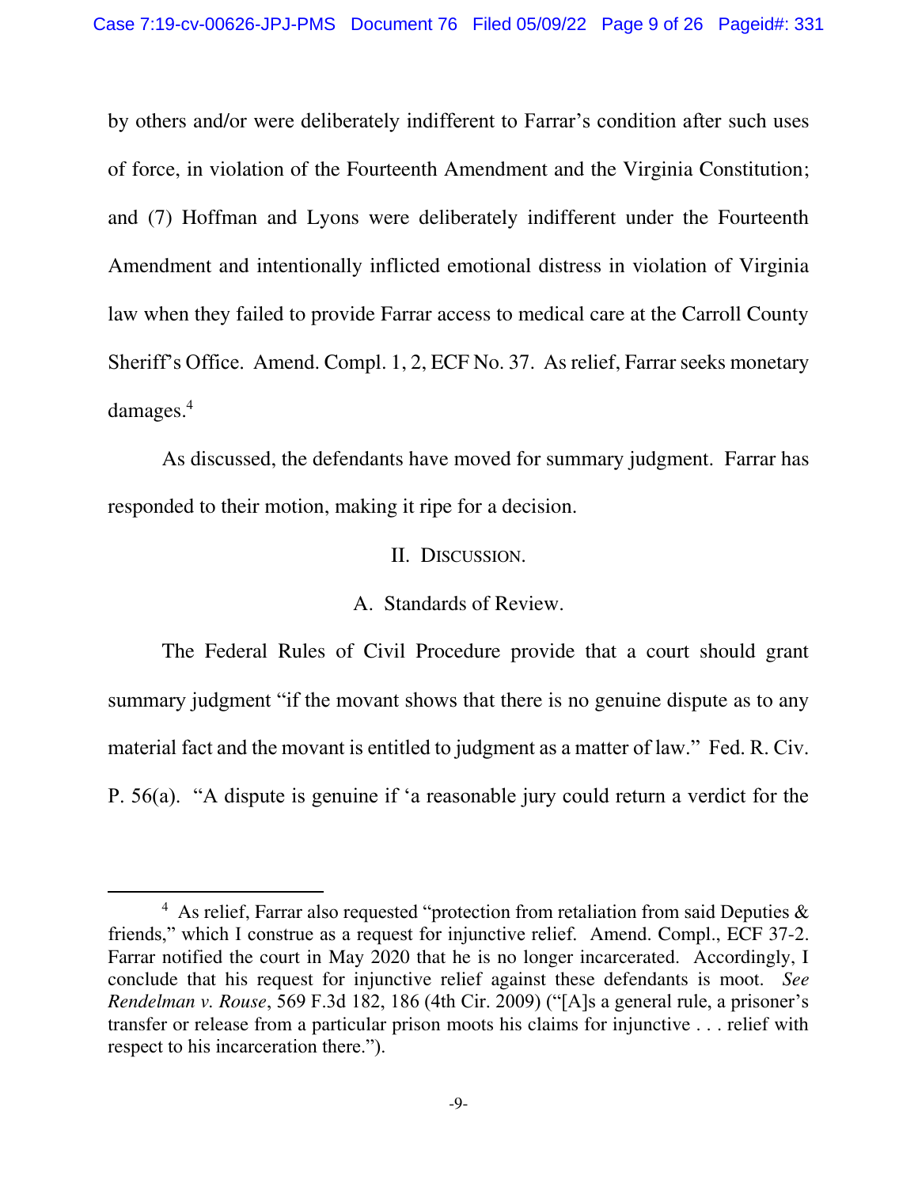by others and/or were deliberately indifferent to Farrar's condition after such uses of force, in violation of the Fourteenth Amendment and the Virginia Constitution; and (7) Hoffman and Lyons were deliberately indifferent under the Fourteenth Amendment and intentionally inflicted emotional distress in violation of Virginia law when they failed to provide Farrar access to medical care at the Carroll County Sheriff's Office. Amend. Compl. 1, 2, ECF No. 37. As relief, Farrar seeks monetary damages.[4]

As discussed, the defendants have moved for summary judgment. Farrar has responded to their motion, making it ripe for a decision.

## II. Discussion.

### A. Standards of Review.

The Federal Rules of Civil Procedure provide that a court should grant summary judgment "if the movant shows that there is no genuine dispute as to any material fact and the movant is entitled to judgment as a matter of law." Fed. R. Civ. P. 56(a). "A dispute is genuine if 'a reasonable jury could return a verdict for the

---

[4] As relief, Farrar also requested "protection from retaliation from said Deputies & friends," which I construe as a request for injunctive relief. Amend. Compl., ECF 37-2. Farrar notified the court in May 2020 that he is no longer incarcerated. Accordingly, I conclude that his request for injunctive relief against these defendants is moot. *See Rendelman v. Rouse*, 569 F.3d 182, 186 (4th Cir. 2009) ("[A]s a general rule, a prisoner's transfer or release from a particular prison moots his claims for injunctive . . . relief with respect to his incarceration there.").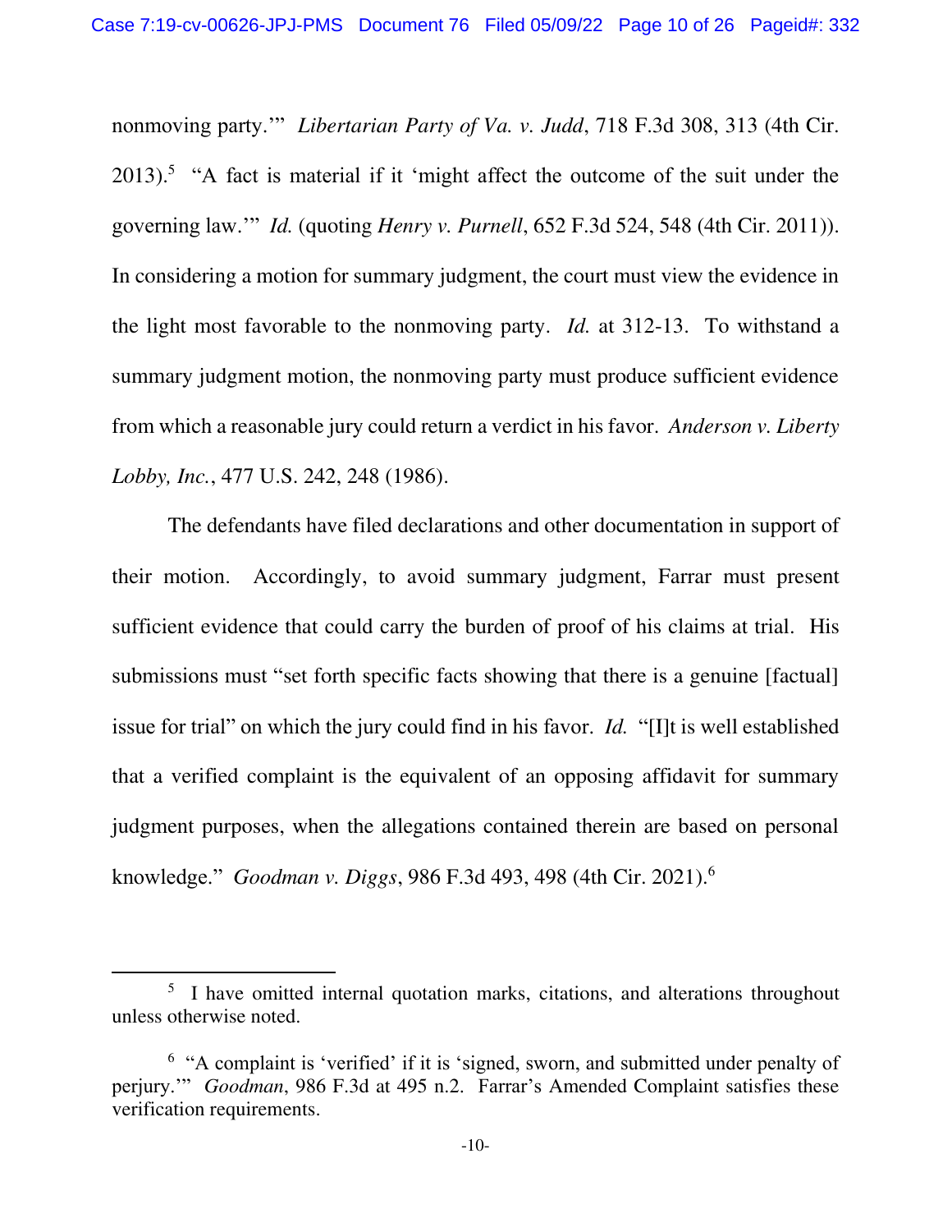nonmoving party.'" *Libertarian Party of Va. v. Judd*, 718 F.3d 308, 313 (4th Cir. 2013).[5] "A fact is material if it 'might affect the outcome of the suit under the governing law.'" *Id.* (quoting *Henry v. Purnell*, 652 F.3d 524, 548 (4th Cir. 2011)). In considering a motion for summary judgment, the court must view the evidence in the light most favorable to the nonmoving party. *Id.* at 312-13. To withstand a summary judgment motion, the nonmoving party must produce sufficient evidence from which a reasonable jury could return a verdict in his favor. *Anderson v. Liberty Lobby, Inc.*, 477 U.S. 242, 248 (1986).

The defendants have filed declarations and other documentation in support of their motion. Accordingly, to avoid summary judgment, Farrar must present sufficient evidence that could carry the burden of proof of his claims at trial. His submissions must "set forth specific facts showing that there is a genuine [factual] issue for trial" on which the jury could find in his favor. *Id.* "[I]t is well established that a verified complaint is the equivalent of an opposing affidavit for summary judgment purposes, when the allegations contained therein are based on personal knowledge." *Goodman v. Diggs*, 986 F.3d 493, 498 (4th Cir. 2021).[6]

---

[5] I have omitted internal quotation marks, citations, and alterations throughout unless otherwise noted.

[6] "A complaint is 'verified' if it is 'signed, sworn, and submitted under penalty of perjury.'" *Goodman*, 986 F.3d at 495 n.2. Farrar's Amended Complaint satisfies these verification requirements.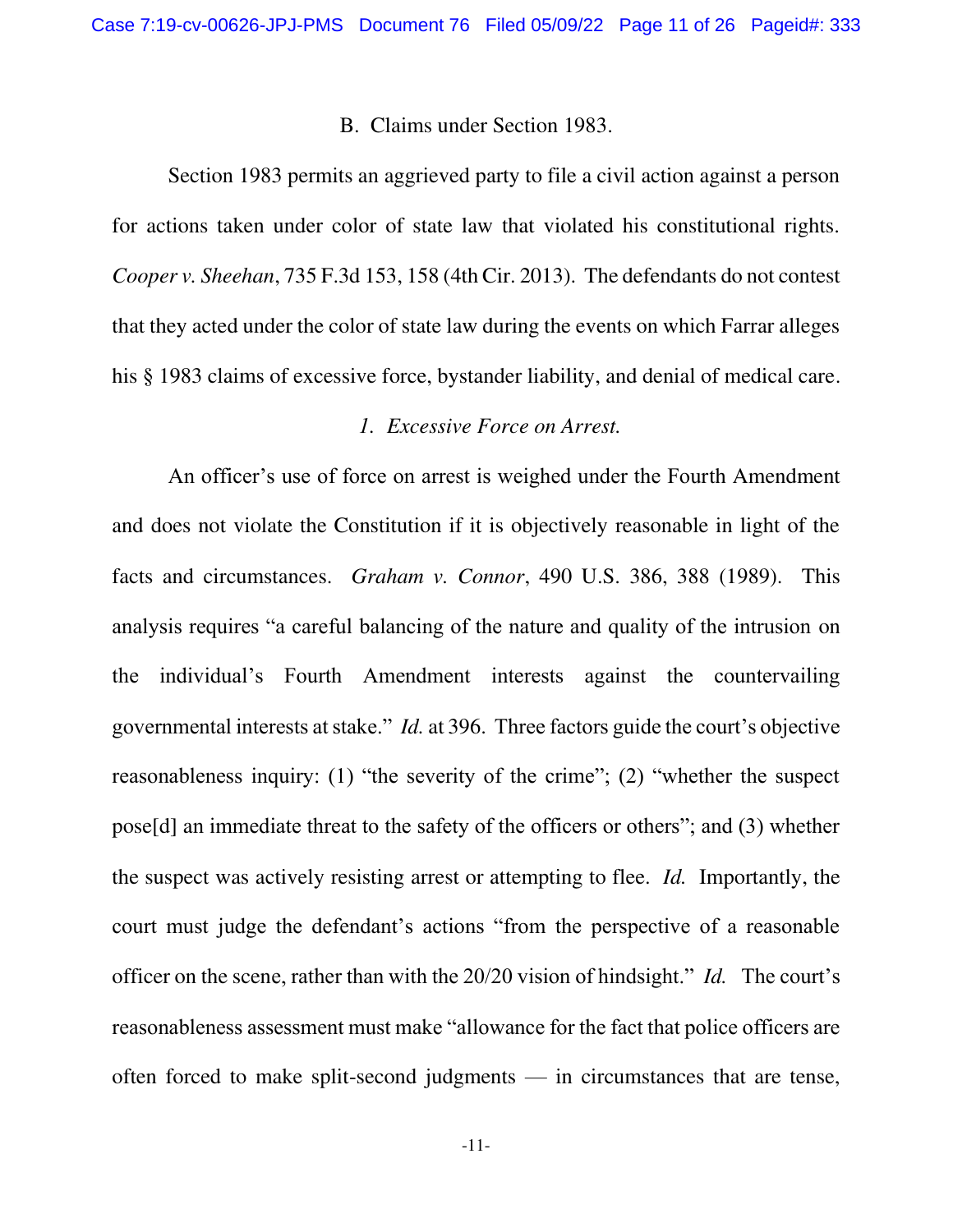B. Claims under Section 1983.

Section 1983 permits an aggrieved party to file a civil action against a person for actions taken under color of state law that violated his constitutional rights. *Cooper v. Sheehan*, 735 F.3d 153, 158 (4th Cir. 2013). The defendants do not contest that they acted under the color of state law during the events on which Farrar alleges his § 1983 claims of excessive force, bystander liability, and denial of medical care.

*1. Excessive Force on Arrest.*

An officer's use of force on arrest is weighed under the Fourth Amendment and does not violate the Constitution if it is objectively reasonable in light of the facts and circumstances. *Graham v. Connor*, 490 U.S. 386, 388 (1989). This analysis requires "a careful balancing of the nature and quality of the intrusion on the individual's Fourth Amendment interests against the countervailing governmental interests at stake." *Id.* at 396. Three factors guide the court's objective reasonableness inquiry: (1) "the severity of the crime"; (2) "whether the suspect pose[d] an immediate threat to the safety of the officers or others"; and (3) whether the suspect was actively resisting arrest or attempting to flee. *Id.* Importantly, the court must judge the defendant's actions "from the perspective of a reasonable officer on the scene, rather than with the 20/20 vision of hindsight." *Id.* The court's reasonableness assessment must make "allowance for the fact that police officers are often forced to make split-second judgments — in circumstances that are tense,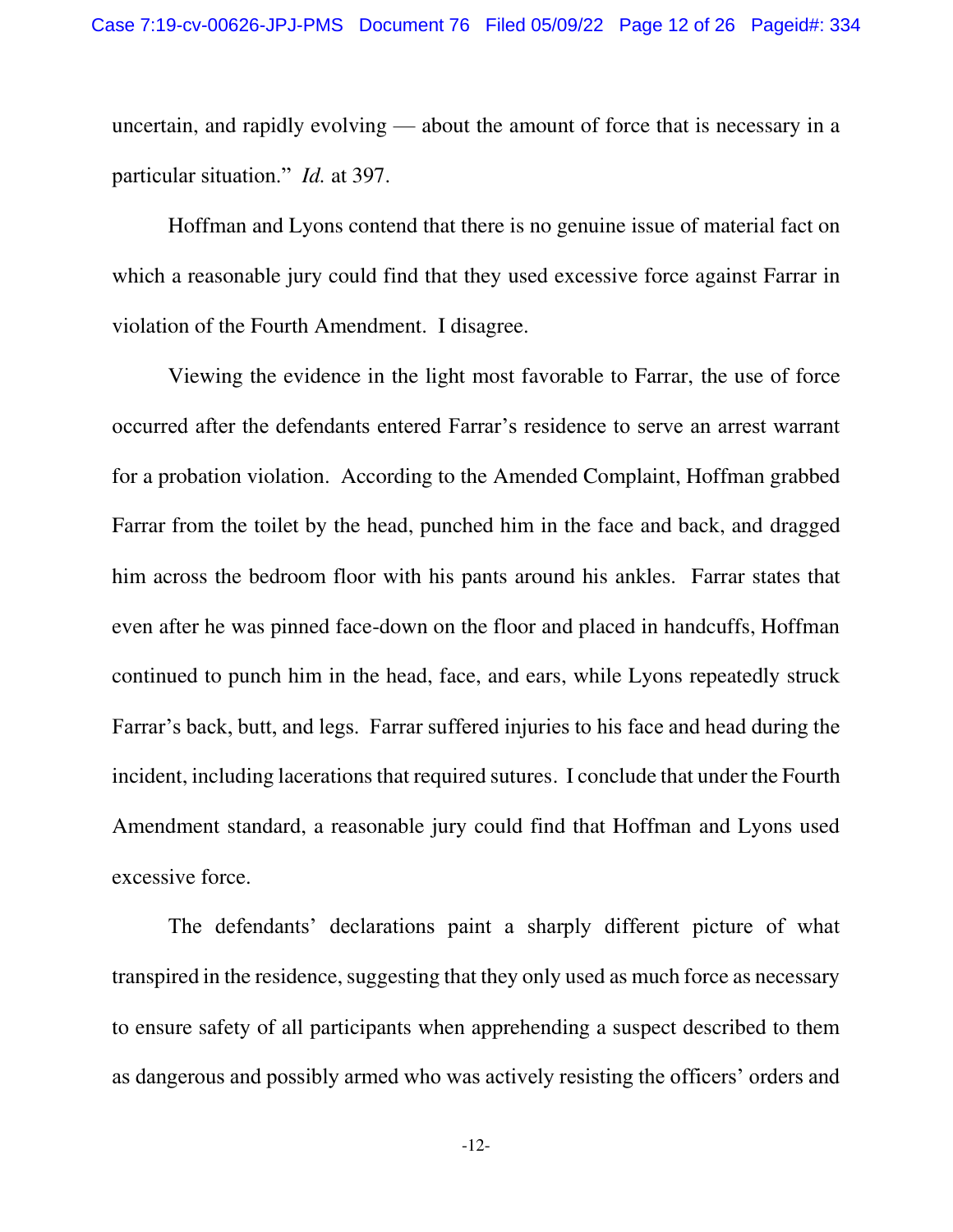uncertain, and rapidly evolving — about the amount of force that is necessary in a particular situation." *Id.* at 397.

Hoffman and Lyons contend that there is no genuine issue of material fact on which a reasonable jury could find that they used excessive force against Farrar in violation of the Fourth Amendment. I disagree.

Viewing the evidence in the light most favorable to Farrar, the use of force occurred after the defendants entered Farrar's residence to serve an arrest warrant for a probation violation. According to the Amended Complaint, Hoffman grabbed Farrar from the toilet by the head, punched him in the face and back, and dragged him across the bedroom floor with his pants around his ankles. Farrar states that even after he was pinned face-down on the floor and placed in handcuffs, Hoffman continued to punch him in the head, face, and ears, while Lyons repeatedly struck Farrar's back, butt, and legs. Farrar suffered injuries to his face and head during the incident, including lacerations that required sutures. I conclude that under the Fourth Amendment standard, a reasonable jury could find that Hoffman and Lyons used excessive force.

The defendants' declarations paint a sharply different picture of what transpired in the residence, suggesting that they only used as much force as necessary to ensure safety of all participants when apprehending a suspect described to them as dangerous and possibly armed who was actively resisting the officers' orders and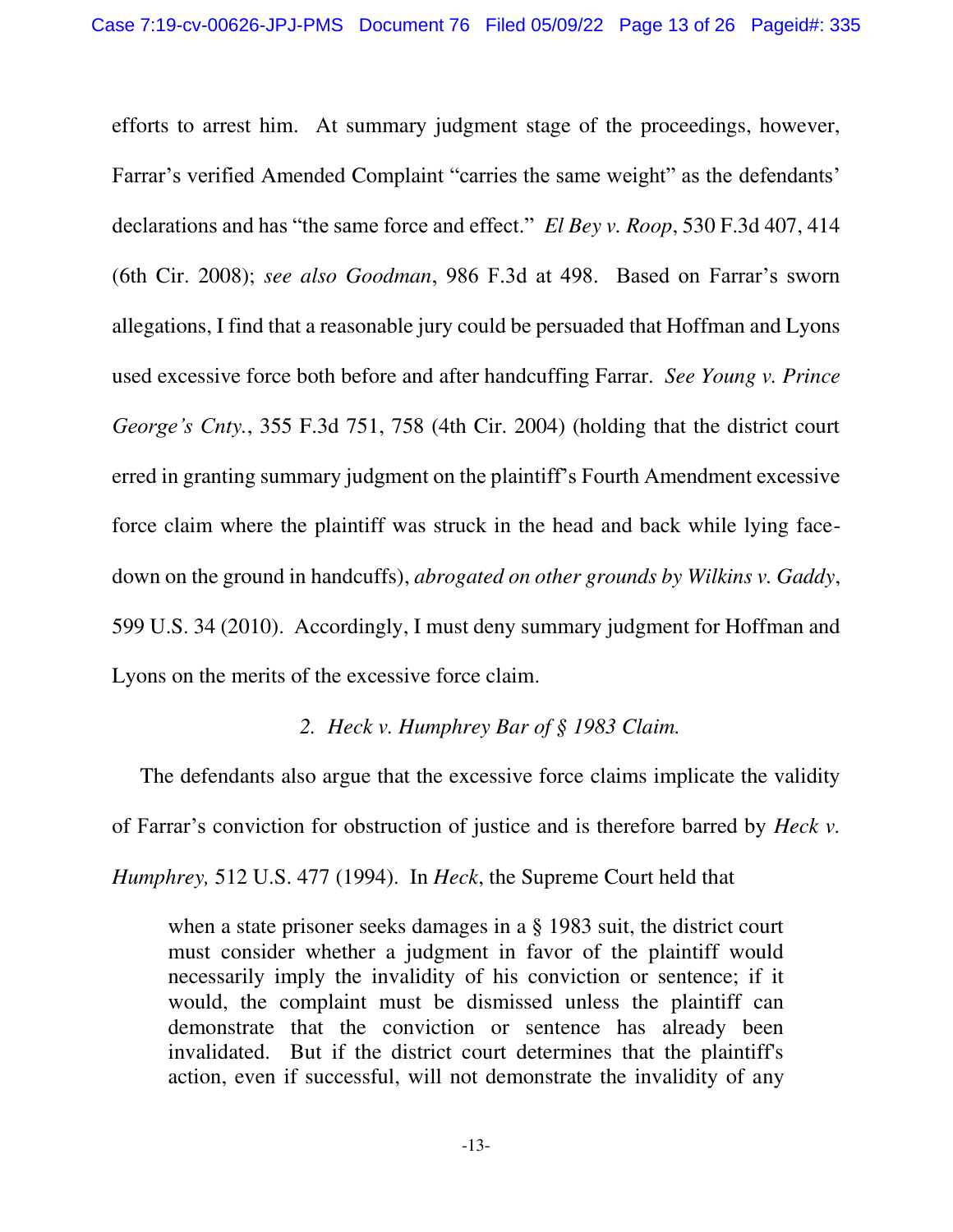efforts to arrest him. At summary judgment stage of the proceedings, however, Farrar's verified Amended Complaint "carries the same weight" as the defendants' declarations and has "the same force and effect." *El Bey v. Roop*, 530 F.3d 407, 414 (6th Cir. 2008); *see also Goodman*, 986 F.3d at 498. Based on Farrar's sworn allegations, I find that a reasonable jury could be persuaded that Hoffman and Lyons used excessive force both before and after handcuffing Farrar. *See Young v. Prince George's Cnty.*, 355 F.3d 751, 758 (4th Cir. 2004) (holding that the district court erred in granting summary judgment on the plaintiff's Fourth Amendment excessive force claim where the plaintiff was struck in the head and back while lying face-down on the ground in handcuffs), *abrogated on other grounds by Wilkins v. Gaddy*, 599 U.S. 34 (2010). Accordingly, I must deny summary judgment for Hoffman and Lyons on the merits of the excessive force claim.

*2. Heck v. Humphrey Bar of § 1983 Claim.*

The defendants also argue that the excessive force claims implicate the validity of Farrar's conviction for obstruction of justice and is therefore barred by *Heck v. Humphrey,* 512 U.S. 477 (1994). In *Heck*, the Supreme Court held that

> when a state prisoner seeks damages in a § 1983 suit, the district court must consider whether a judgment in favor of the plaintiff would necessarily imply the invalidity of his conviction or sentence; if it would, the complaint must be dismissed unless the plaintiff can demonstrate that the conviction or sentence has already been invalidated. But if the district court determines that the plaintiff's action, even if successful, will not demonstrate the invalidity of any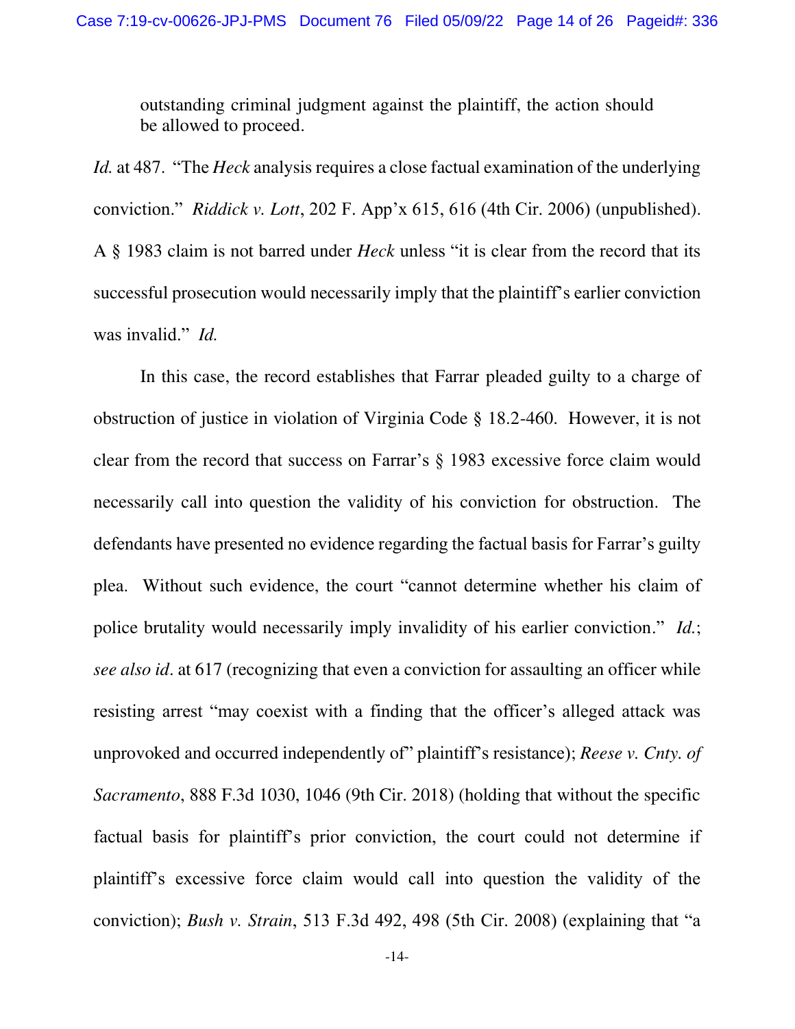> outstanding criminal judgment against the plaintiff, the action should be allowed to proceed.

*Id.* at 487. "The *Heck* analysis requires a close factual examination of the underlying conviction." *Riddick v. Lott*, 202 F. App'x 615, 616 (4th Cir. 2006) (unpublished). A § 1983 claim is not barred under *Heck* unless "it is clear from the record that its successful prosecution would necessarily imply that the plaintiff's earlier conviction was invalid." *Id.*

In this case, the record establishes that Farrar pleaded guilty to a charge of obstruction of justice in violation of Virginia Code § 18.2-460. However, it is not clear from the record that success on Farrar's § 1983 excessive force claim would necessarily call into question the validity of his conviction for obstruction. The defendants have presented no evidence regarding the factual basis for Farrar's guilty plea. Without such evidence, the court "cannot determine whether his claim of police brutality would necessarily imply invalidity of his earlier conviction." *Id.*; *see also id*. at 617 (recognizing that even a conviction for assaulting an officer while resisting arrest "may coexist with a finding that the officer's alleged attack was unprovoked and occurred independently of" plaintiff's resistance); *Reese v. Cnty. of Sacramento*, 888 F.3d 1030, 1046 (9th Cir. 2018) (holding that without the specific factual basis for plaintiff's prior conviction, the court could not determine if plaintiff's excessive force claim would call into question the validity of the conviction); *Bush v. Strain*, 513 F.3d 492, 498 (5th Cir. 2008) (explaining that "a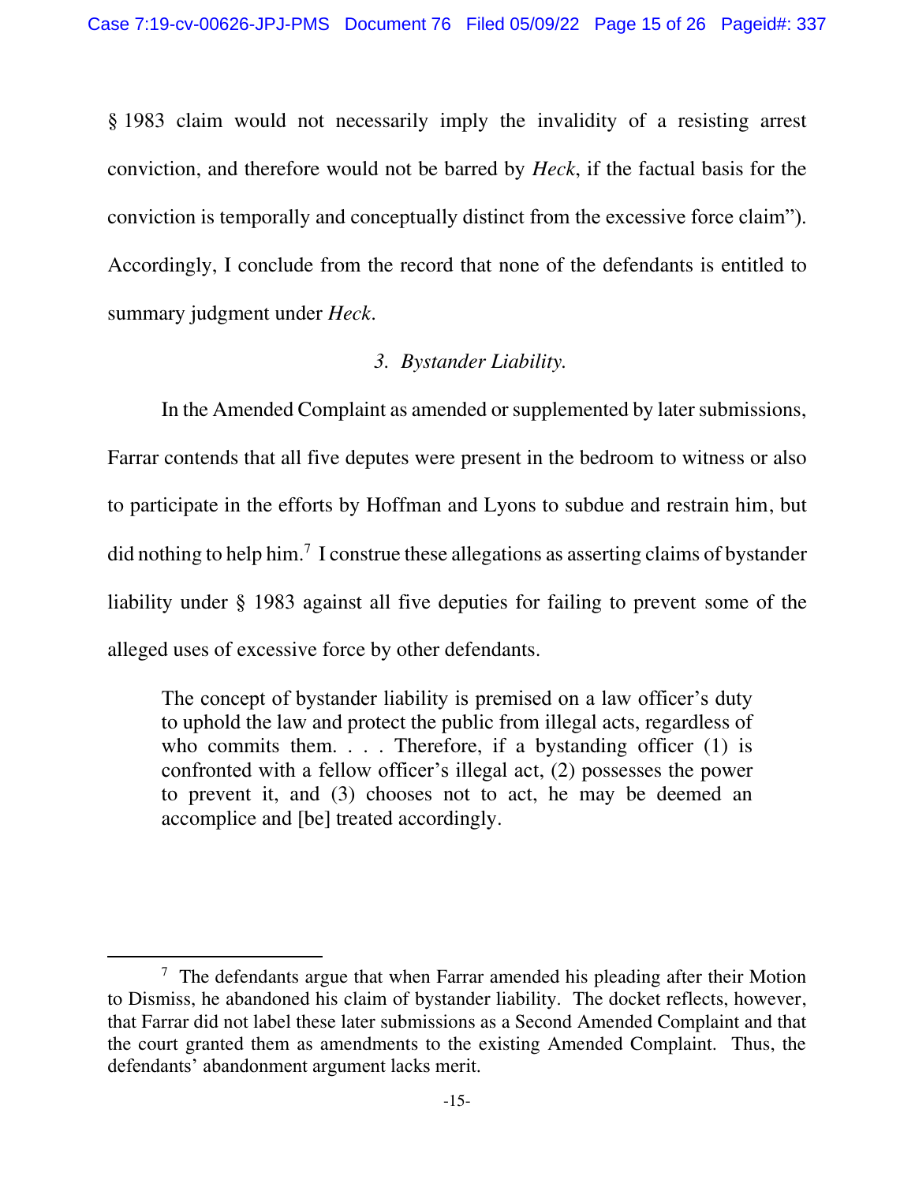§ 1983 claim would not necessarily imply the invalidity of a resisting arrest conviction, and therefore would not be barred by *Heck*, if the factual basis for the conviction is temporally and conceptually distinct from the excessive force claim"). Accordingly, I conclude from the record that none of the defendants is entitled to summary judgment under *Heck*.

### *3. Bystander Liability.*

In the Amended Complaint as amended or supplemented by later submissions, Farrar contends that all five deputes were present in the bedroom to witness or also to participate in the efforts by Hoffman and Lyons to subdue and restrain him, but did nothing to help him.[7] I construe these allegations as asserting claims of bystander liability under § 1983 against all five deputies for failing to prevent some of the alleged uses of excessive force by other defendants.

> The concept of bystander liability is premised on a law officer's duty to uphold the law and protect the public from illegal acts, regardless of who commits them. . . . Therefore, if a bystanding officer (1) is confronted with a fellow officer's illegal act, (2) possesses the power to prevent it, and (3) chooses not to act, he may be deemed an accomplice and [be] treated accordingly.

---

[7] The defendants argue that when Farrar amended his pleading after their Motion to Dismiss, he abandoned his claim of bystander liability. The docket reflects, however, that Farrar did not label these later submissions as a Second Amended Complaint and that the court granted them as amendments to the existing Amended Complaint. Thus, the defendants' abandonment argument lacks merit.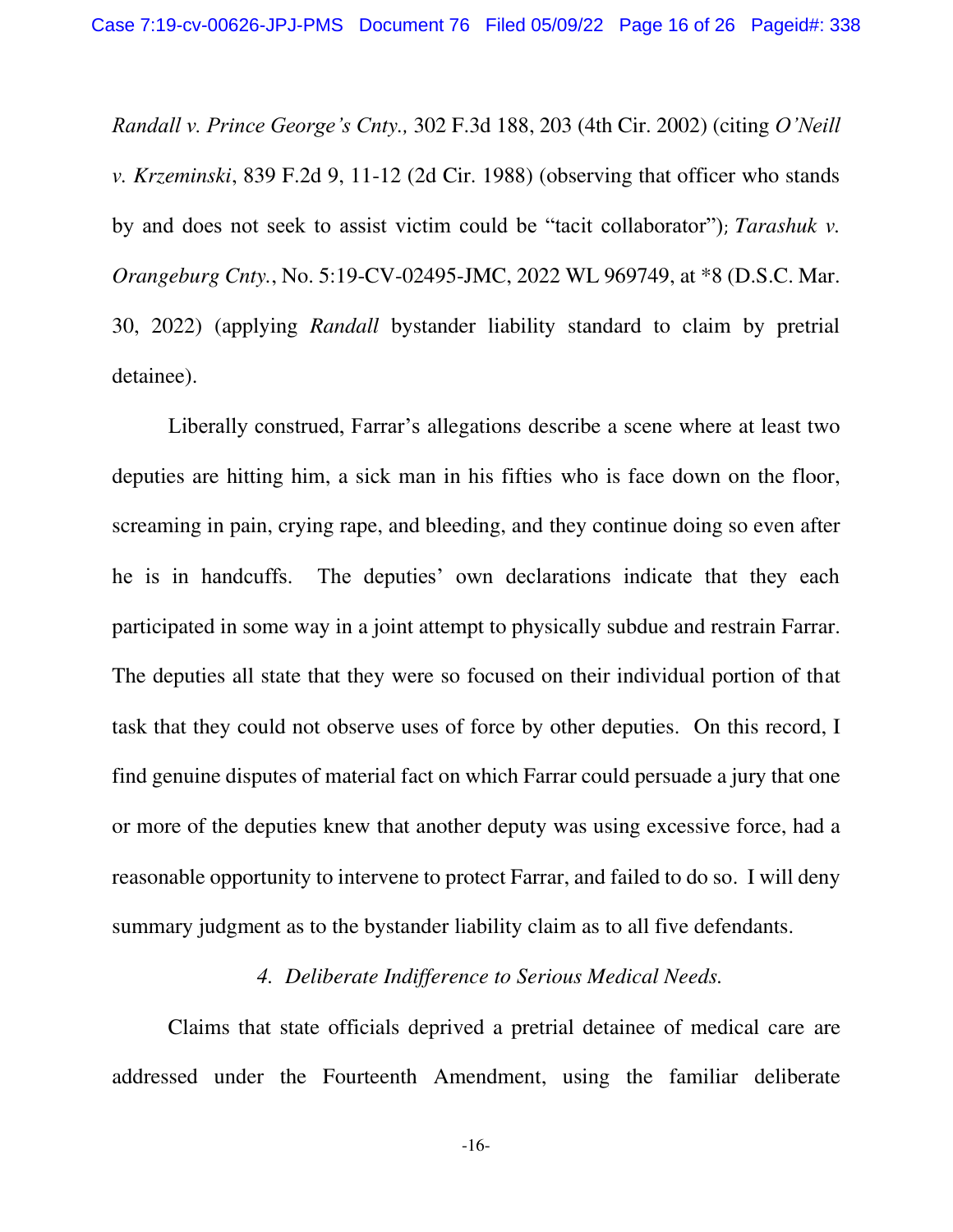*Randall v. Prince George's Cnty.,* 302 F.3d 188, 203 (4th Cir. 2002) (citing *O'Neill v. Krzeminski*, 839 F.2d 9, 11-12 (2d Cir. 1988) (observing that officer who stands by and does not seek to assist victim could be "tacit collaborator"); *Tarashuk v. Orangeburg Cnty.*, No. 5:19-CV-02495-JMC, 2022 WL 969749, at *8 (D.S.C. Mar. 30, 2022) (applying *Randall* bystander liability standard to claim by pretrial detainee).

Liberally construed, Farrar's allegations describe a scene where at least two deputies are hitting him, a sick man in his fifties who is face down on the floor, screaming in pain, crying rape, and bleeding, and they continue doing so even after he is in handcuffs. The deputies' own declarations indicate that they each participated in some way in a joint attempt to physically subdue and restrain Farrar. The deputies all state that they were so focused on their individual portion of that task that they could not observe uses of force by other deputies. On this record, I find genuine disputes of material fact on which Farrar could persuade a jury that one or more of the deputies knew that another deputy was using excessive force, had a reasonable opportunity to intervene to protect Farrar, and failed to do so. I will deny summary judgment as to the bystander liability claim as to all five defendants.

*4. Deliberate Indifference to Serious Medical Needs.*

Claims that state officials deprived a pretrial detainee of medical care are addressed under the Fourteenth Amendment, using the familiar deliberate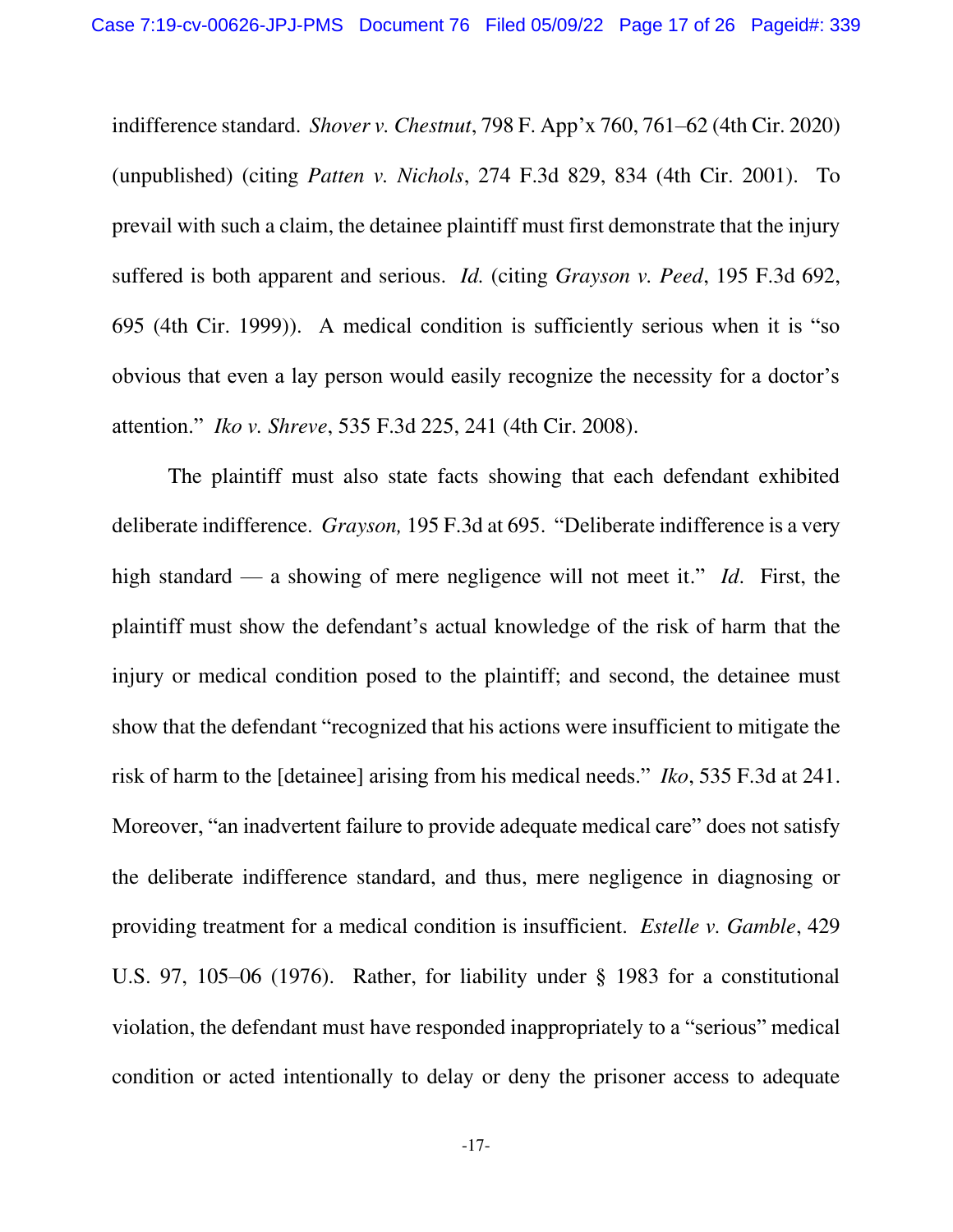indifference standard. *Shover v. Chestnut*, 798 F. App'x 760, 761–62 (4th Cir. 2020) (unpublished) (citing *Patten v. Nichols*, 274 F.3d 829, 834 (4th Cir. 2001). To prevail with such a claim, the detainee plaintiff must first demonstrate that the injury suffered is both apparent and serious. *Id.* (citing *Grayson v. Peed*, 195 F.3d 692, 695 (4th Cir. 1999)). A medical condition is sufficiently serious when it is "so obvious that even a lay person would easily recognize the necessity for a doctor's attention." *Iko v. Shreve*, 535 F.3d 225, 241 (4th Cir. 2008).

The plaintiff must also state facts showing that each defendant exhibited deliberate indifference. *Grayson,* 195 F.3d at 695. "Deliberate indifference is a very high standard — a showing of mere negligence will not meet it." *Id.* First, the plaintiff must show the defendant's actual knowledge of the risk of harm that the injury or medical condition posed to the plaintiff; and second, the detainee must show that the defendant "recognized that his actions were insufficient to mitigate the risk of harm to the [detainee] arising from his medical needs." *Iko*, 535 F.3d at 241. Moreover, "an inadvertent failure to provide adequate medical care" does not satisfy the deliberate indifference standard, and thus, mere negligence in diagnosing or providing treatment for a medical condition is insufficient. *Estelle v. Gamble*, 429 U.S. 97, 105–06 (1976). Rather, for liability under § 1983 for a constitutional violation, the defendant must have responded inappropriately to a "serious" medical condition or acted intentionally to delay or deny the prisoner access to adequate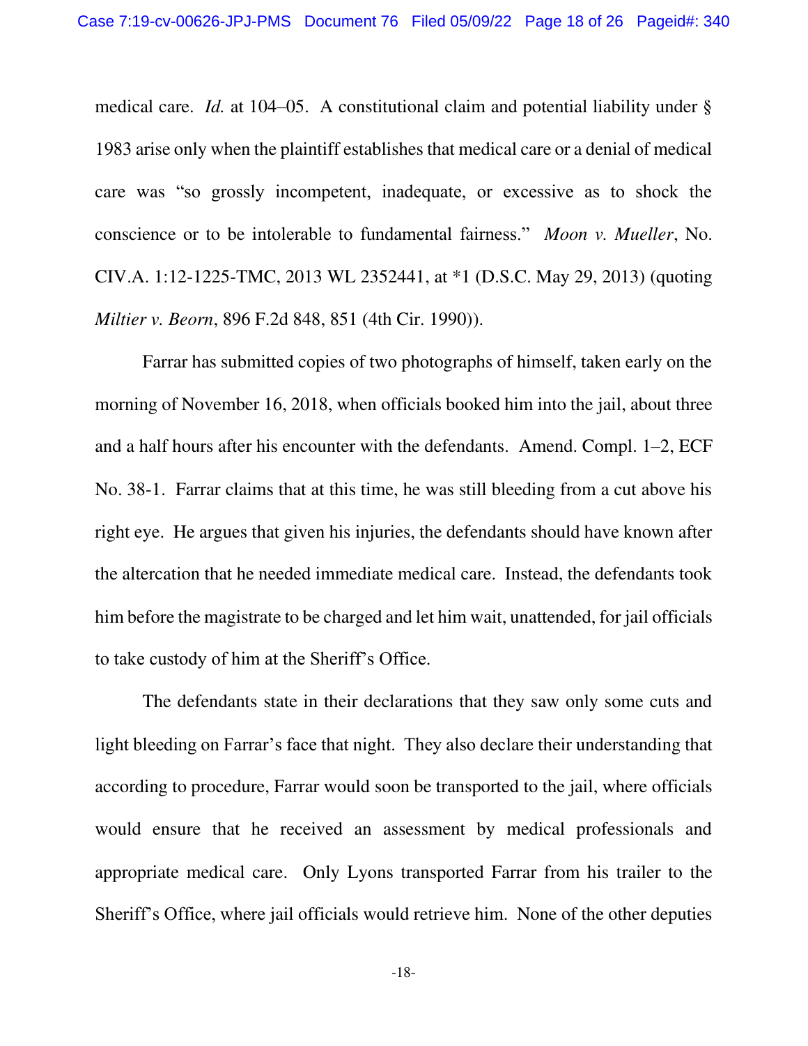medical care. *Id.* at 104–05. A constitutional claim and potential liability under § 1983 arise only when the plaintiff establishes that medical care or a denial of medical care was "so grossly incompetent, inadequate, or excessive as to shock the conscience or to be intolerable to fundamental fairness." *Moon v. Mueller*, No. CIV.A. 1:12-1225-TMC, 2013 WL 2352441, at *1 (D.S.C. May 29, 2013) (quoting *Miltier v. Beorn*, 896 F.2d 848, 851 (4th Cir. 1990)).

Farrar has submitted copies of two photographs of himself, taken early on the morning of November 16, 2018, when officials booked him into the jail, about three and a half hours after his encounter with the defendants. Amend. Compl. 1–2, ECF No. 38-1. Farrar claims that at this time, he was still bleeding from a cut above his right eye. He argues that given his injuries, the defendants should have known after the altercation that he needed immediate medical care. Instead, the defendants took him before the magistrate to be charged and let him wait, unattended, for jail officials to take custody of him at the Sheriff's Office.

The defendants state in their declarations that they saw only some cuts and light bleeding on Farrar's face that night. They also declare their understanding that according to procedure, Farrar would soon be transported to the jail, where officials would ensure that he received an assessment by medical professionals and appropriate medical care. Only Lyons transported Farrar from his trailer to the Sheriff's Office, where jail officials would retrieve him. None of the other deputies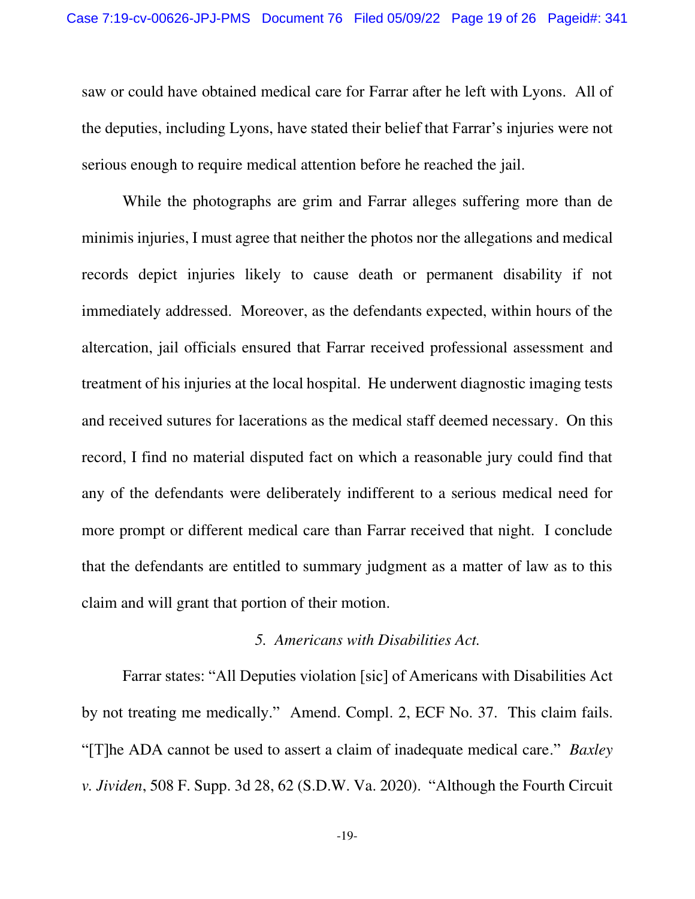saw or could have obtained medical care for Farrar after he left with Lyons. All of the deputies, including Lyons, have stated their belief that Farrar's injuries were not serious enough to require medical attention before he reached the jail.

While the photographs are grim and Farrar alleges suffering more than de minimis injuries, I must agree that neither the photos nor the allegations and medical records depict injuries likely to cause death or permanent disability if not immediately addressed. Moreover, as the defendants expected, within hours of the altercation, jail officials ensured that Farrar received professional assessment and treatment of his injuries at the local hospital. He underwent diagnostic imaging tests and received sutures for lacerations as the medical staff deemed necessary. On this record, I find no material disputed fact on which a reasonable jury could find that any of the defendants were deliberately indifferent to a serious medical need for more prompt or different medical care than Farrar received that night. I conclude that the defendants are entitled to summary judgment as a matter of law as to this claim and will grant that portion of their motion.

*5. Americans with Disabilities Act.*

Farrar states: "All Deputies violation [sic] of Americans with Disabilities Act by not treating me medically." Amend. Compl. 2, ECF No. 37. This claim fails. "[T]he ADA cannot be used to assert a claim of inadequate medical care." *Baxley v. Jividen*, 508 F. Supp. 3d 28, 62 (S.D.W. Va. 2020). "Although the Fourth Circuit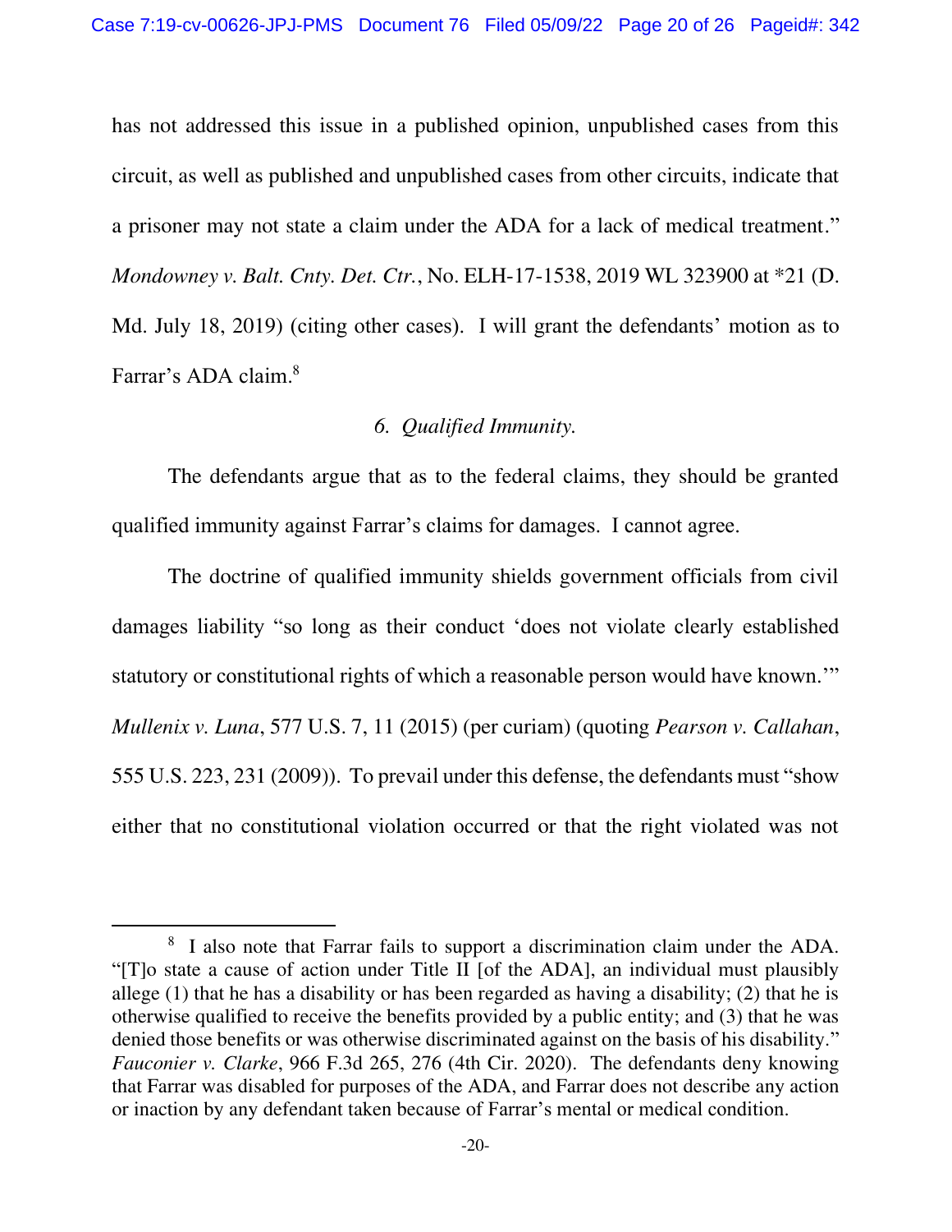has not addressed this issue in a published opinion, unpublished cases from this circuit, as well as published and unpublished cases from other circuits, indicate that a prisoner may not state a claim under the ADA for a lack of medical treatment." *Mondowney v. Balt. Cnty. Det. Ctr.*, No. ELH-17-1538, 2019 WL 323900 at *21 (D. Md. July 18, 2019) (citing other cases). I will grant the defendants' motion as to Farrar's ADA claim.[8]

### *6. Qualified Immunity.*

The defendants argue that as to the federal claims, they should be granted qualified immunity against Farrar's claims for damages. I cannot agree.

The doctrine of qualified immunity shields government officials from civil damages liability "so long as their conduct 'does not violate clearly established statutory or constitutional rights of which a reasonable person would have known.'" *Mullenix v. Luna*, 577 U.S. 7, 11 (2015) (per curiam) (quoting *Pearson v. Callahan*, 555 U.S. 223, 231 (2009)). To prevail under this defense, the defendants must "show either that no constitutional violation occurred or that the right violated was not

---

[8] I also note that Farrar fails to support a discrimination claim under the ADA. "[T]o state a cause of action under Title II [of the ADA], an individual must plausibly allege (1) that he has a disability or has been regarded as having a disability; (2) that he is otherwise qualified to receive the benefits provided by a public entity; and (3) that he was denied those benefits or was otherwise discriminated against on the basis of his disability." *Fauconier v. Clarke*, 966 F.3d 265, 276 (4th Cir. 2020). The defendants deny knowing that Farrar was disabled for purposes of the ADA, and Farrar does not describe any action or inaction by any defendant taken because of Farrar's mental or medical condition.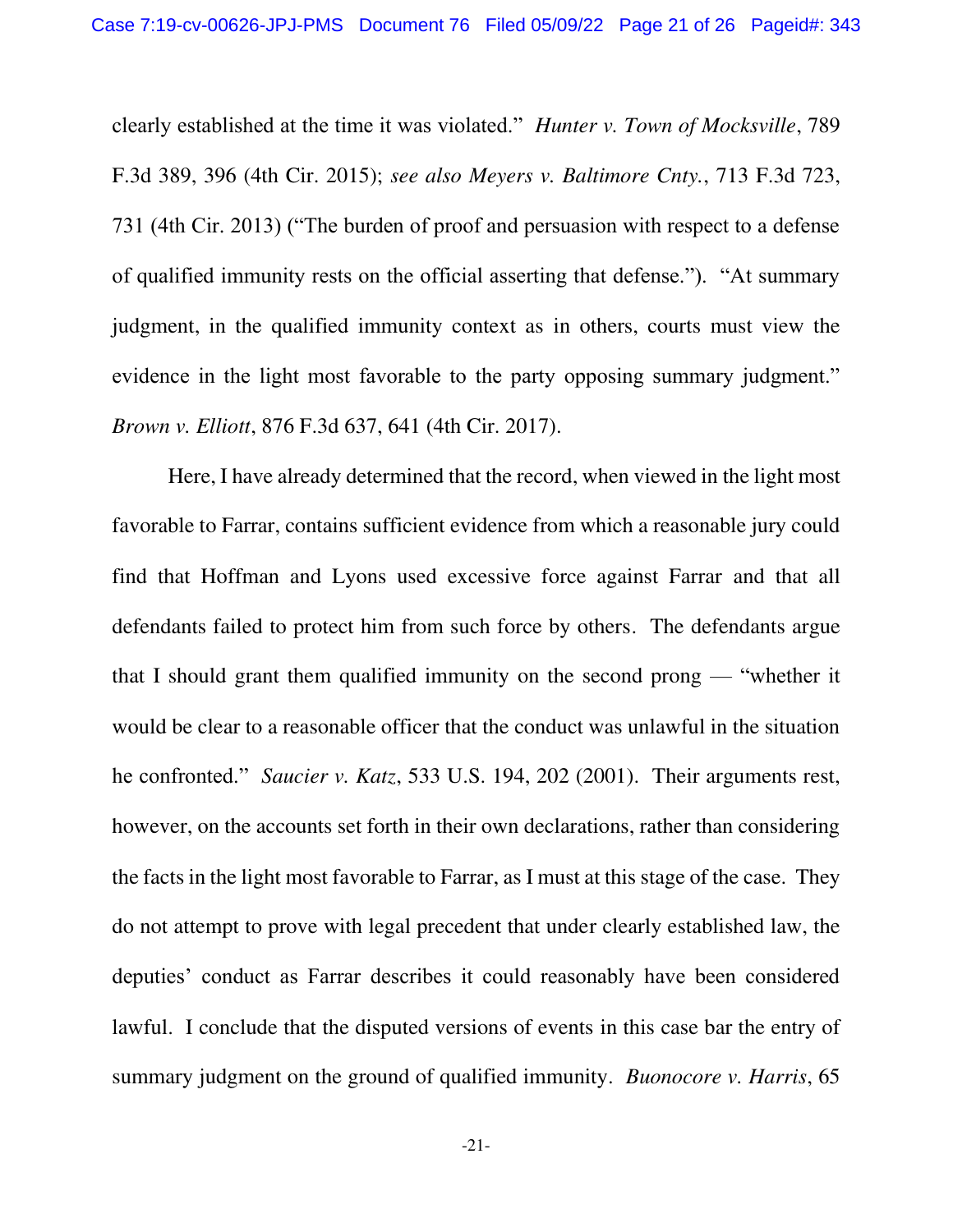clearly established at the time it was violated." *Hunter v. Town of Mocksville*, 789 F.3d 389, 396 (4th Cir. 2015); *see also Meyers v. Baltimore Cnty.*, 713 F.3d 723, 731 (4th Cir. 2013) ("The burden of proof and persuasion with respect to a defense of qualified immunity rests on the official asserting that defense."). "At summary judgment, in the qualified immunity context as in others, courts must view the evidence in the light most favorable to the party opposing summary judgment." *Brown v. Elliott*, 876 F.3d 637, 641 (4th Cir. 2017).

Here, I have already determined that the record, when viewed in the light most favorable to Farrar, contains sufficient evidence from which a reasonable jury could find that Hoffman and Lyons used excessive force against Farrar and that all defendants failed to protect him from such force by others. The defendants argue that I should grant them qualified immunity on the second prong — "whether it would be clear to a reasonable officer that the conduct was unlawful in the situation he confronted." *Saucier v. Katz*, 533 U.S. 194, 202 (2001). Their arguments rest, however, on the accounts set forth in their own declarations, rather than considering the facts in the light most favorable to Farrar, as I must at this stage of the case. They do not attempt to prove with legal precedent that under clearly established law, the deputies' conduct as Farrar describes it could reasonably have been considered lawful. I conclude that the disputed versions of events in this case bar the entry of summary judgment on the ground of qualified immunity. *Buonocore v. Harris*, 65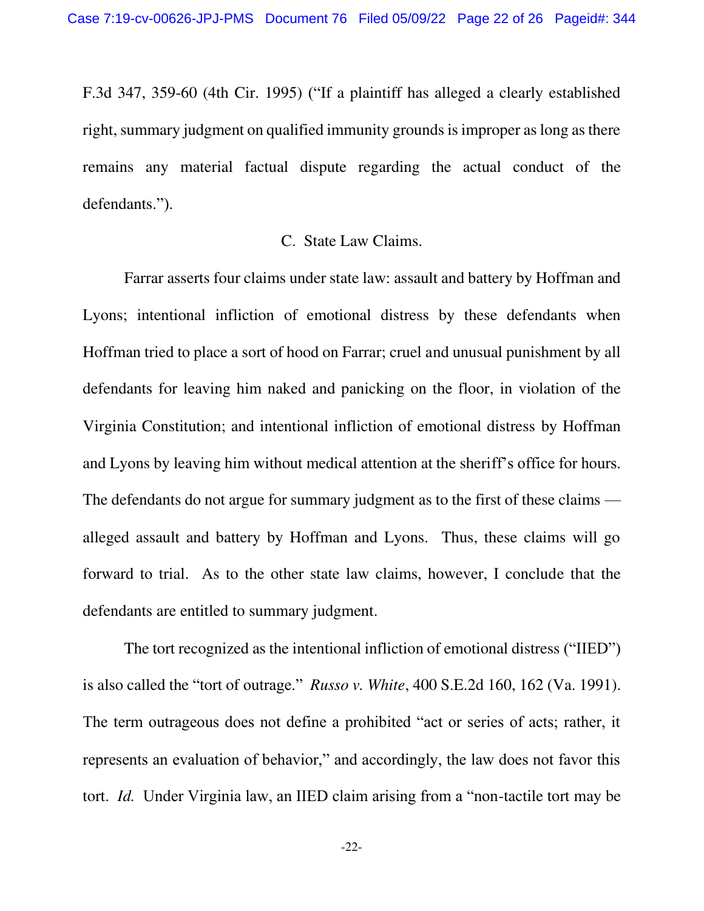F.3d 347, 359-60 (4th Cir. 1995) ("If a plaintiff has alleged a clearly established right, summary judgment on qualified immunity grounds is improper as long as there remains any material factual dispute regarding the actual conduct of the defendants.").

### C. State Law Claims.

Farrar asserts four claims under state law: assault and battery by Hoffman and Lyons; intentional infliction of emotional distress by these defendants when Hoffman tried to place a sort of hood on Farrar; cruel and unusual punishment by all defendants for leaving him naked and panicking on the floor, in violation of the Virginia Constitution; and intentional infliction of emotional distress by Hoffman and Lyons by leaving him without medical attention at the sheriff's office for hours. The defendants do not argue for summary judgment as to the first of these claims — alleged assault and battery by Hoffman and Lyons. Thus, these claims will go forward to trial. As to the other state law claims, however, I conclude that the defendants are entitled to summary judgment.

The tort recognized as the intentional infliction of emotional distress ("IIED") is also called the "tort of outrage." *Russo v. White*, 400 S.E.2d 160, 162 (Va. 1991). The term outrageous does not define a prohibited "act or series of acts; rather, it represents an evaluation of behavior," and accordingly, the law does not favor this tort. *Id.* Under Virginia law, an IIED claim arising from a "non-tactile tort may be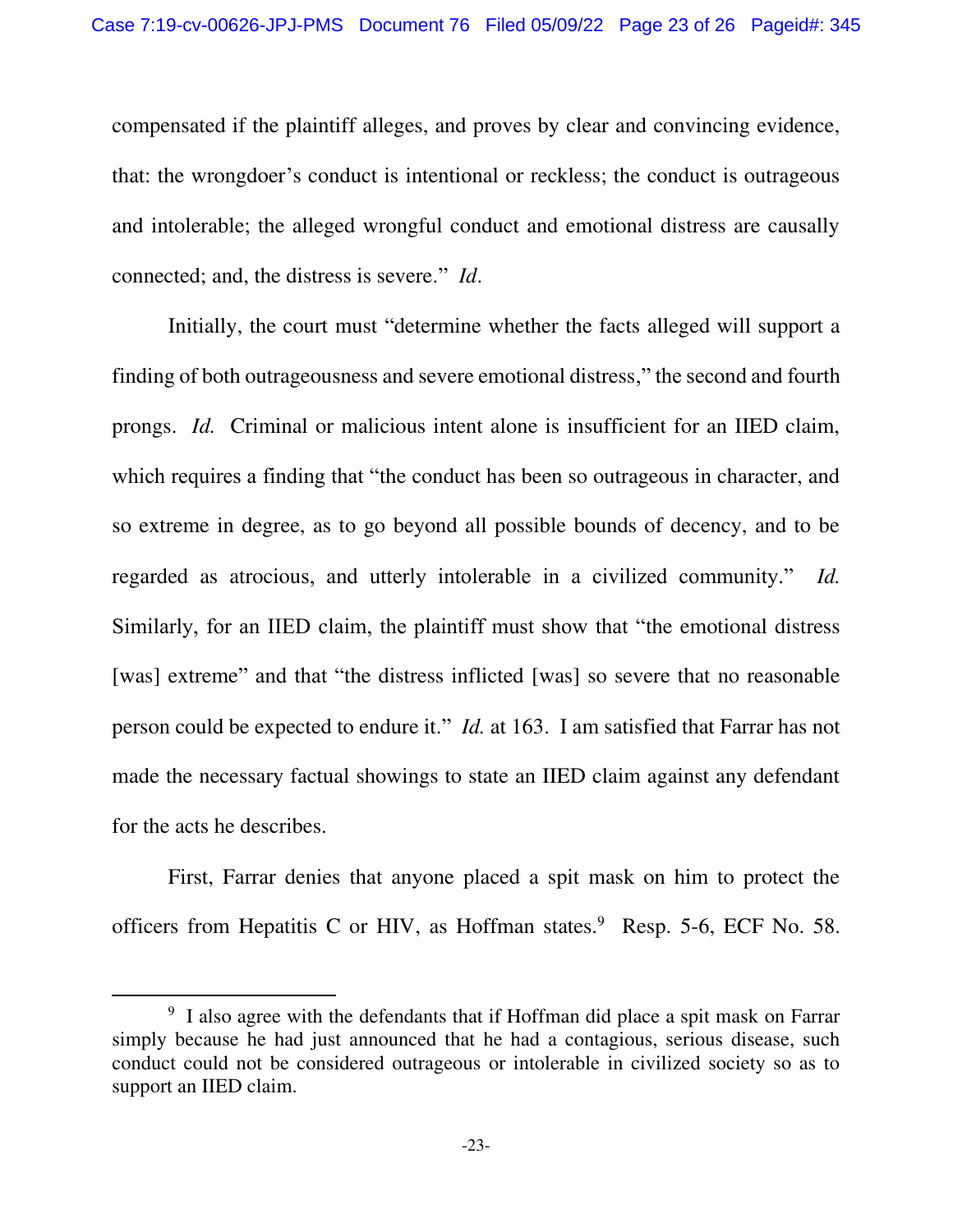compensated if the plaintiff alleges, and proves by clear and convincing evidence, that: the wrongdoer's conduct is intentional or reckless; the conduct is outrageous and intolerable; the alleged wrongful conduct and emotional distress are causally connected; and, the distress is severe." *Id*.

Initially, the court must "determine whether the facts alleged will support a finding of both outrageousness and severe emotional distress," the second and fourth prongs. *Id.* Criminal or malicious intent alone is insufficient for an IIED claim, which requires a finding that "the conduct has been so outrageous in character, and so extreme in degree, as to go beyond all possible bounds of decency, and to be regarded as atrocious, and utterly intolerable in a civilized community." *Id.* Similarly, for an IIED claim, the plaintiff must show that "the emotional distress [was] extreme" and that "the distress inflicted [was] so severe that no reasonable person could be expected to endure it." *Id.* at 163. I am satisfied that Farrar has not made the necessary factual showings to state an IIED claim against any defendant for the acts he describes.

First, Farrar denies that anyone placed a spit mask on him to protect the officers from Hepatitis C or HIV, as Hoffman states.[9] Resp. 5-6, ECF No. 58.

[9] I also agree with the defendants that if Hoffman did place a spit mask on Farrar simply because he had just announced that he had a contagious, serious disease, such conduct could not be considered outrageous or intolerable in civilized society so as to support an IIED claim.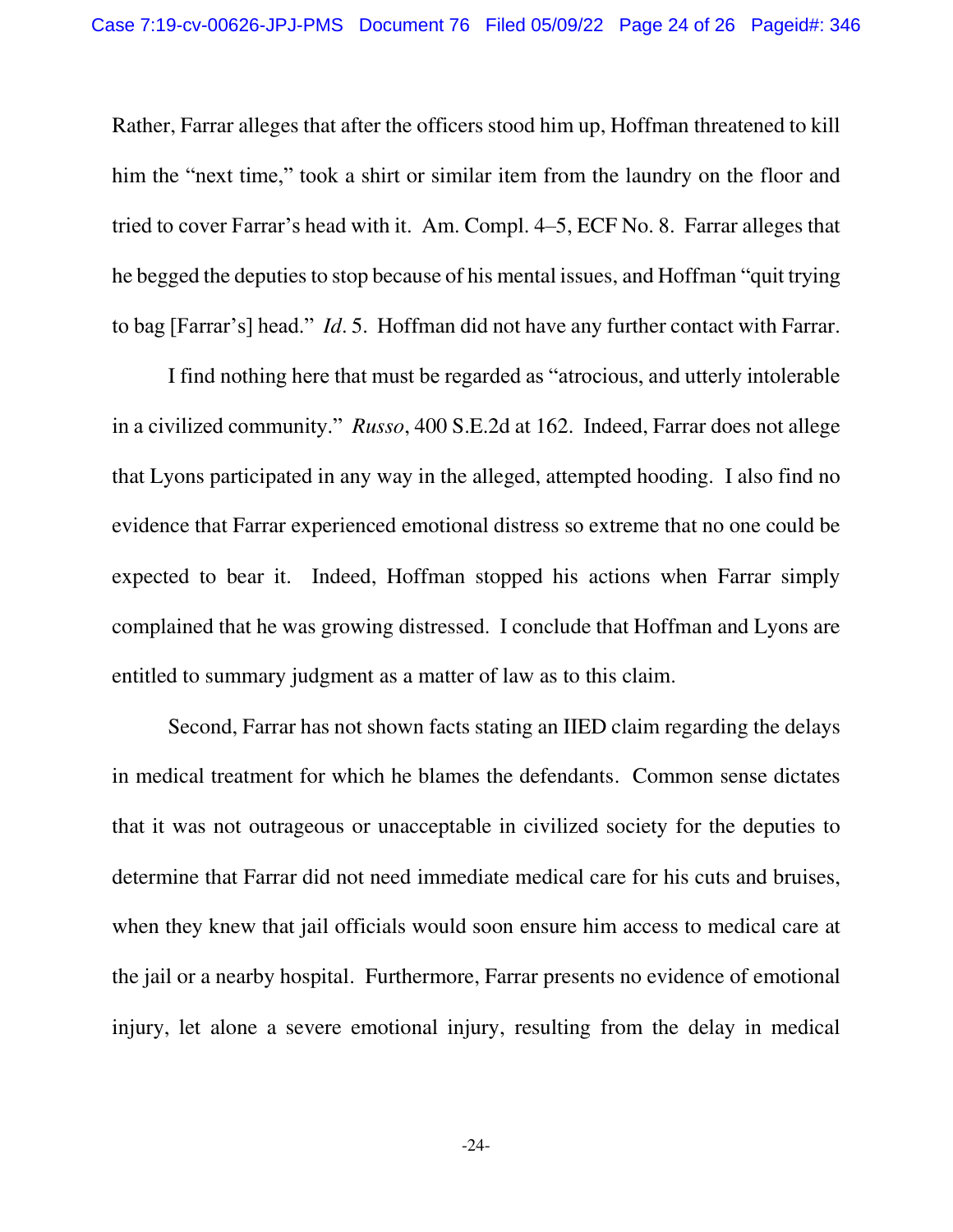Rather, Farrar alleges that after the officers stood him up, Hoffman threatened to kill him the "next time," took a shirt or similar item from the laundry on the floor and tried to cover Farrar's head with it. Am. Compl. 4–5, ECF No. 8. Farrar alleges that he begged the deputies to stop because of his mental issues, and Hoffman "quit trying to bag [Farrar's] head." *Id*. 5. Hoffman did not have any further contact with Farrar.

I find nothing here that must be regarded as "atrocious, and utterly intolerable in a civilized community." *Russo*, 400 S.E.2d at 162. Indeed, Farrar does not allege that Lyons participated in any way in the alleged, attempted hooding. I also find no evidence that Farrar experienced emotional distress so extreme that no one could be expected to bear it. Indeed, Hoffman stopped his actions when Farrar simply complained that he was growing distressed. I conclude that Hoffman and Lyons are entitled to summary judgment as a matter of law as to this claim.

Second, Farrar has not shown facts stating an IIED claim regarding the delays in medical treatment for which he blames the defendants. Common sense dictates that it was not outrageous or unacceptable in civilized society for the deputies to determine that Farrar did not need immediate medical care for his cuts and bruises, when they knew that jail officials would soon ensure him access to medical care at the jail or a nearby hospital. Furthermore, Farrar presents no evidence of emotional injury, let alone a severe emotional injury, resulting from the delay in medical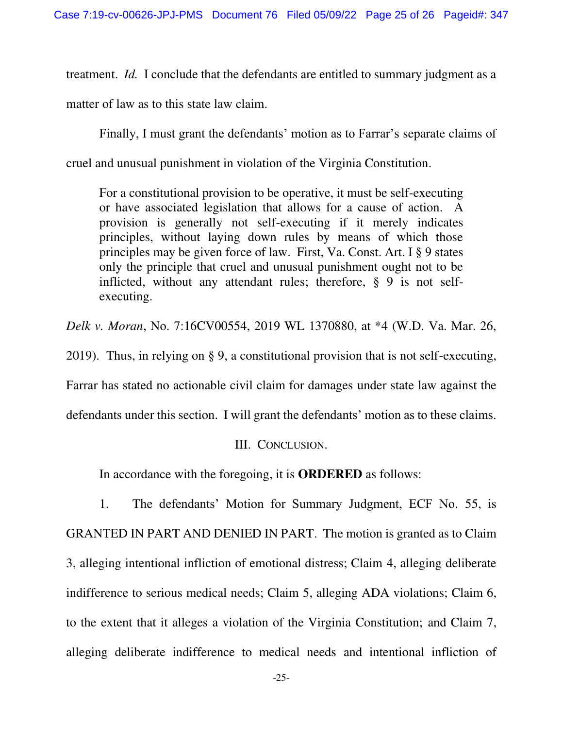treatment. *Id.* I conclude that the defendants are entitled to summary judgment as a matter of law as to this state law claim.

Finally, I must grant the defendants' motion as to Farrar's separate claims of cruel and unusual punishment in violation of the Virginia Constitution.

> For a constitutional provision to be operative, it must be self-executing or have associated legislation that allows for a cause of action. A provision is generally not self-executing if it merely indicates principles, without laying down rules by means of which those principles may be given force of law. First, Va. Const. Art. I § 9 states only the principle that cruel and unusual punishment ought not to be inflicted, without any attendant rules; therefore, § 9 is not self-executing.

*Delk v. Moran*, No. 7:16CV00554, 2019 WL 1370880, at *4 (W.D. Va. Mar. 26, 2019). Thus, in relying on § 9, a constitutional provision that is not self-executing, Farrar has stated no actionable civil claim for damages under state law against the defendants under this section. I will grant the defendants' motion as to these claims.

## III. CONCLUSION.

In accordance with the foregoing, it is **ORDERED** as follows:

1. The defendants' Motion for Summary Judgment, ECF No. 55, is GRANTED IN PART AND DENIED IN PART. The motion is granted as to Claim 3, alleging intentional infliction of emotional distress; Claim 4, alleging deliberate indifference to serious medical needs; Claim 5, alleging ADA violations; Claim 6, to the extent that it alleges a violation of the Virginia Constitution; and Claim 7, alleging deliberate indifference to medical needs and intentional infliction of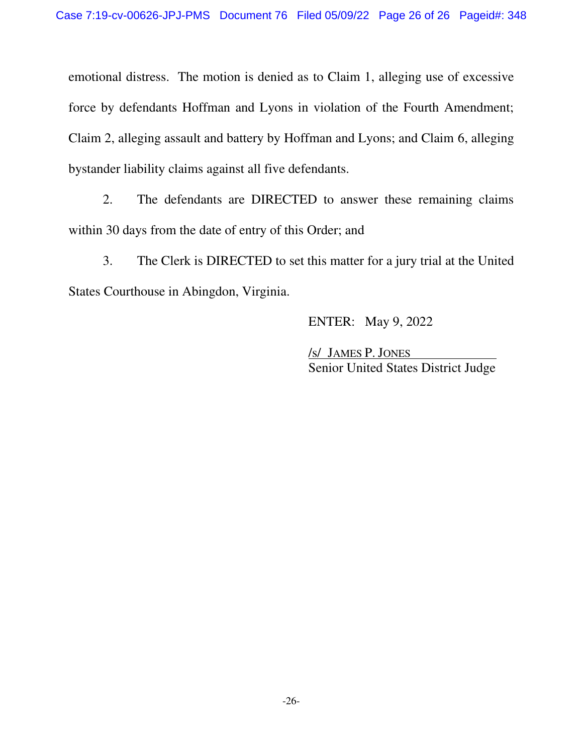emotional distress. The motion is denied as to Claim 1, alleging use of excessive force by defendants Hoffman and Lyons in violation of the Fourth Amendment; Claim 2, alleging assault and battery by Hoffman and Lyons; and Claim 6, alleging bystander liability claims against all five defendants.

2. The defendants are DIRECTED to answer these remaining claims within 30 days from the date of entry of this Order; and

3. The Clerk is DIRECTED to set this matter for a jury trial at the United States Courthouse in Abingdon, Virginia.

ENTER: May 9, 2022

/s/ JAMES P. JONES
Senior United States District Judge